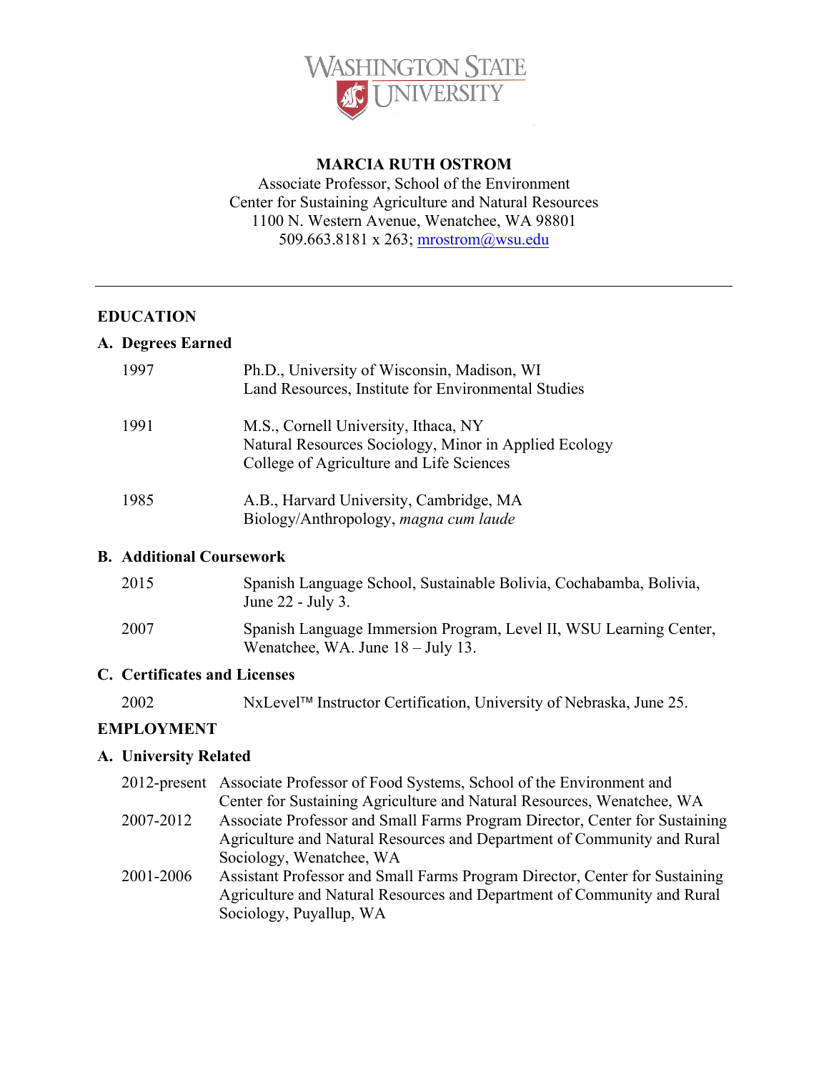WASHINGTON STATE UNIVERSITY

# MARCIA RUTH OSTROM

Associate Professor, School of the Environment
Center for Sustaining Agriculture and Natural Resources
1100 N. Western Avenue, Wenatchee, WA 98801
509.663.8181 x 263; mrostrom@wsu.edu

---

## EDUCATION

### A. Degrees Earned

1997 Ph.D., University of Wisconsin, Madison, WI
Land Resources, Institute for Environmental Studies

1991 M.S., Cornell University, Ithaca, NY
Natural Resources Sociology, Minor in Applied Ecology
College of Agriculture and Life Sciences

1985 A.B., Harvard University, Cambridge, MA
Biology/Anthropology, *magna cum laude*

### B. Additional Coursework

2015 Spanish Language School, Sustainable Bolivia, Cochabamba, Bolivia, June 22 - July 3.

2007 Spanish Language Immersion Program, Level II, WSU Learning Center, Wenatchee, WA. June 18 – July 13.

### C. Certificates and Licenses

2002 NxLevel™ Instructor Certification, University of Nebraska, June 25.

## EMPLOYMENT

### A. University Related

2012-present Associate Professor of Food Systems, School of the Environment and Center for Sustaining Agriculture and Natural Resources, Wenatchee, WA

2007-2012 Associate Professor and Small Farms Program Director, Center for Sustaining Agriculture and Natural Resources and Department of Community and Rural Sociology, Wenatchee, WA

2001-2006 Assistant Professor and Small Farms Program Director, Center for Sustaining Agriculture and Natural Resources and Department of Community and Rural Sociology, Puyallup, WA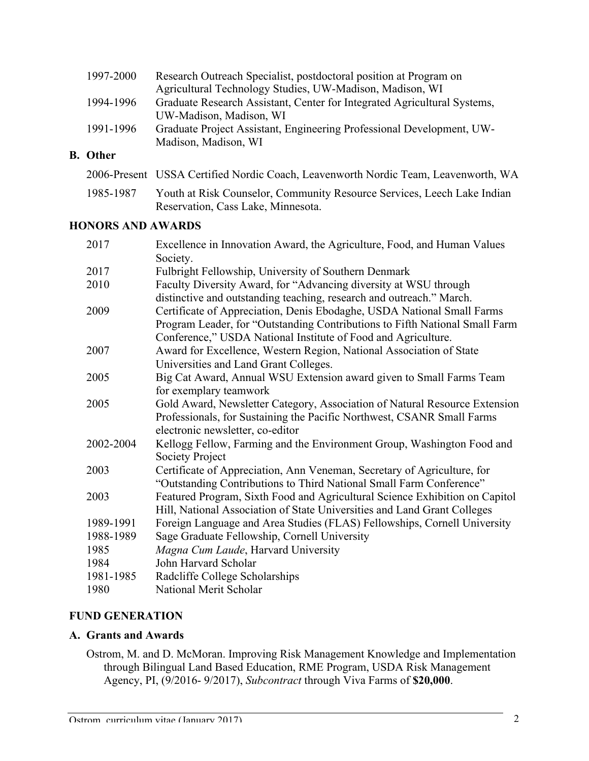| | |
|---|---|
| 1997-2000 | Research Outreach Specialist, postdoctoral position at Program on Agricultural Technology Studies, UW-Madison, Madison, WI |
| 1994-1996 | Graduate Research Assistant, Center for Integrated Agricultural Systems, UW-Madison, Madison, WI |
| 1991-1996 | Graduate Project Assistant, Engineering Professional Development, UW-Madison, Madison, WI |

**B. Other**

| | |
|---|---|
| 2006-Present | USSA Certified Nordic Coach, Leavenworth Nordic Team, Leavenworth, WA |
| 1985-1987 | Youth at Risk Counselor, Community Resource Services, Leech Lake Indian Reservation, Cass Lake, Minnesota. |

## HONORS AND AWARDS

| | |
|---|---|
| 2017 | Excellence in Innovation Award, the Agriculture, Food, and Human Values Society. |
| 2017 | Fulbright Fellowship, University of Southern Denmark |
| 2010 | Faculty Diversity Award, for "Advancing diversity at WSU through distinctive and outstanding teaching, research and outreach." March. |
| 2009 | Certificate of Appreciation, Denis Ebodaghe, USDA National Small Farms Program Leader, for "Outstanding Contributions to Fifth National Small Farm Conference," USDA National Institute of Food and Agriculture. |
| 2007 | Award for Excellence, Western Region, National Association of State Universities and Land Grant Colleges. |
| 2005 | Big Cat Award, Annual WSU Extension award given to Small Farms Team for exemplary teamwork |
| 2005 | Gold Award, Newsletter Category, Association of Natural Resource Extension Professionals, for Sustaining the Pacific Northwest, CSANR Small Farms electronic newsletter, co-editor |
| 2002-2004 | Kellogg Fellow, Farming and the Environment Group, Washington Food and Society Project |
| 2003 | Certificate of Appreciation, Ann Veneman, Secretary of Agriculture, for "Outstanding Contributions to Third National Small Farm Conference" |
| 2003 | Featured Program, Sixth Food and Agricultural Science Exhibition on Capitol Hill, National Association of State Universities and Land Grant Colleges |
| 1989-1991 | Foreign Language and Area Studies (FLAS) Fellowships, Cornell University |
| 1988-1989 | Sage Graduate Fellowship, Cornell University |
| 1985 | *Magna Cum Laude*, Harvard University |
| 1984 | John Harvard Scholar |
| 1981-1985 | Radcliffe College Scholarships |
| 1980 | National Merit Scholar |

## FUND GENERATION

**A. Grants and Awards**

Ostrom, M. and D. McMoran. Improving Risk Management Knowledge and Implementation through Bilingual Land Based Education, RME Program, USDA Risk Management Agency, PI, (9/2016- 9/2017), *Subcontract* through Viva Farms of **$20,000**.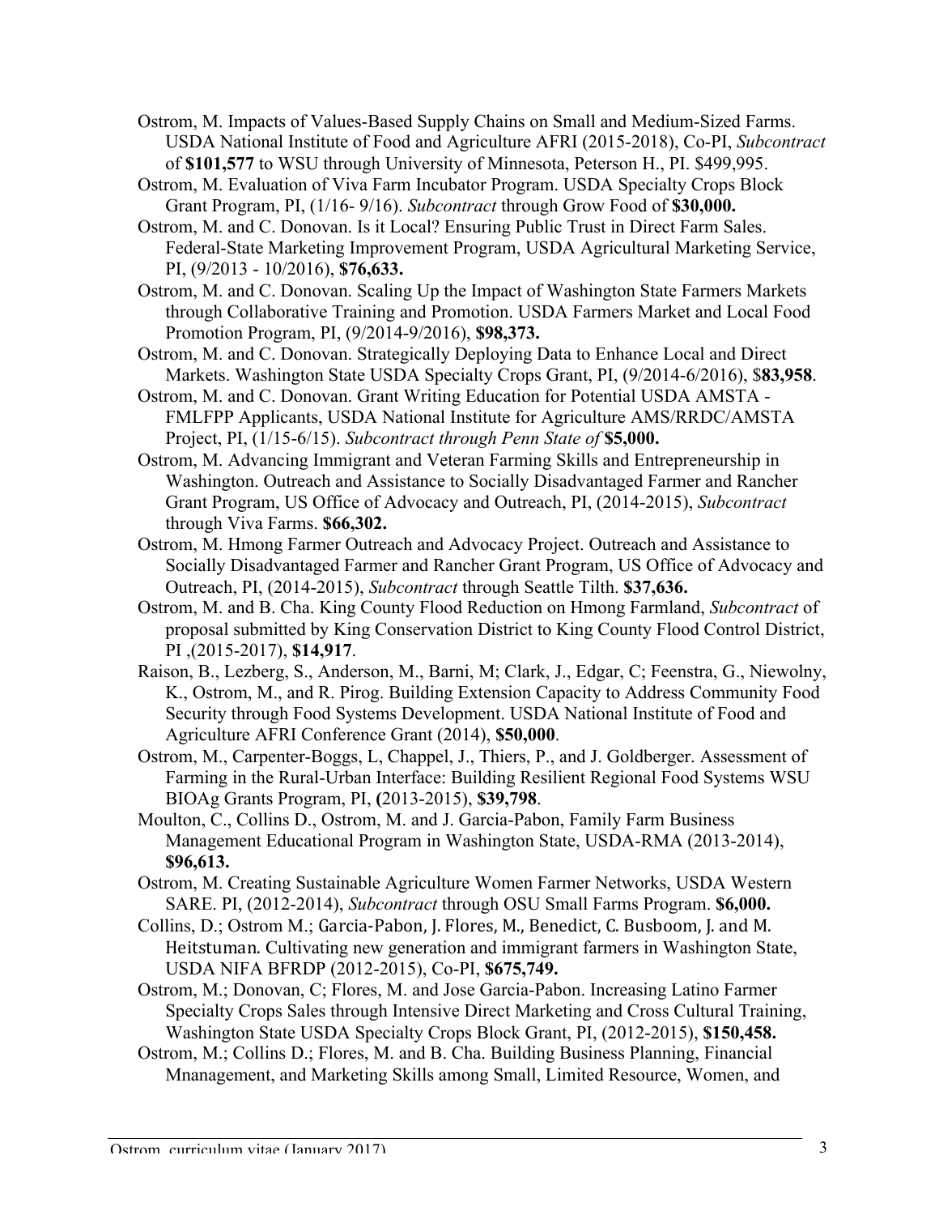Ostrom, M. Impacts of Values-Based Supply Chains on Small and Medium-Sized Farms. USDA National Institute of Food and Agriculture AFRI (2015-2018), Co-PI, *Subcontract* of **$101,577** to WSU through University of Minnesota, Peterson H., PI. $499,995.

Ostrom, M. Evaluation of Viva Farm Incubator Program. USDA Specialty Crops Block Grant Program, PI, (1/16- 9/16). *Subcontract* through Grow Food of **$30,000.**

Ostrom, M. and C. Donovan. Is it Local? Ensuring Public Trust in Direct Farm Sales. Federal-State Marketing Improvement Program, USDA Agricultural Marketing Service, PI, (9/2013 - 10/2016), **$76,633.**

Ostrom, M. and C. Donovan. Scaling Up the Impact of Washington State Farmers Markets through Collaborative Training and Promotion. USDA Farmers Market and Local Food Promotion Program, PI, (9/2014-9/2016), **$98,373.**

Ostrom, M. and C. Donovan. Strategically Deploying Data to Enhance Local and Direct Markets. Washington State USDA Specialty Crops Grant, PI, (9/2014-6/2016), $**83,958**.

Ostrom, M. and C. Donovan. Grant Writing Education for Potential USDA AMSTA - FMLFPP Applicants, USDA National Institute for Agriculture AMS/RRDC/AMSTA Project, PI, (1/15-6/15). *Subcontract through Penn State of* **$5,000.**

Ostrom, M. Advancing Immigrant and Veteran Farming Skills and Entrepreneurship in Washington. Outreach and Assistance to Socially Disadvantaged Farmer and Rancher Grant Program, US Office of Advocacy and Outreach, PI, (2014-2015), *Subcontract* through Viva Farms. **$66,302.**

Ostrom, M. Hmong Farmer Outreach and Advocacy Project. Outreach and Assistance to Socially Disadvantaged Farmer and Rancher Grant Program, US Office of Advocacy and Outreach, PI, (2014-2015), *Subcontract* through Seattle Tilth. **$37,636.**

Ostrom, M. and B. Cha. King County Flood Reduction on Hmong Farmland, *Subcontract* of proposal submitted by King Conservation District to King County Flood Control District, PI ,(2015-2017), **$14,917**.

Raison, B., Lezberg, S., Anderson, M., Barni, M; Clark, J., Edgar, C; Feenstra, G., Niewolny, K., Ostrom, M., and R. Pirog. Building Extension Capacity to Address Community Food Security through Food Systems Development. USDA National Institute of Food and Agriculture AFRI Conference Grant (2014), **$50,000**.

Ostrom, M., Carpenter-Boggs, L, Chappel, J., Thiers, P., and J. Goldberger. Assessment of Farming in the Rural-Urban Interface: Building Resilient Regional Food Systems WSU BIOAg Grants Program, PI, **(**2013-2015), **$39,798**.

Moulton, C., Collins D., Ostrom, M. and J. Garcia-Pabon, Family Farm Business Management Educational Program in Washington State, USDA-RMA (2013-2014), **$96,613.**

Ostrom, M. Creating Sustainable Agriculture Women Farmer Networks, USDA Western SARE. PI, (2012-2014), *Subcontract* through OSU Small Farms Program. **$6,000.**

Collins, D.; Ostrom M.; Garcia-Pabon, J. Flores, M., Benedict, C. Busboom, J. and M. Heitstuman. Cultivating new generation and immigrant farmers in Washington State, USDA NIFA BFRDP (2012-2015), Co-PI, **$675,749.**

Ostrom, M.; Donovan, C; Flores, M. and Jose Garcia-Pabon. Increasing Latino Farmer Specialty Crops Sales through Intensive Direct Marketing and Cross Cultural Training, Washington State USDA Specialty Crops Block Grant, PI, (2012-2015), **$150,458.**

Ostrom, M.; Collins D.; Flores, M. and B. Cha. Building Business Planning, Financial Mnanagement, and Marketing Skills among Small, Limited Resource, Women, and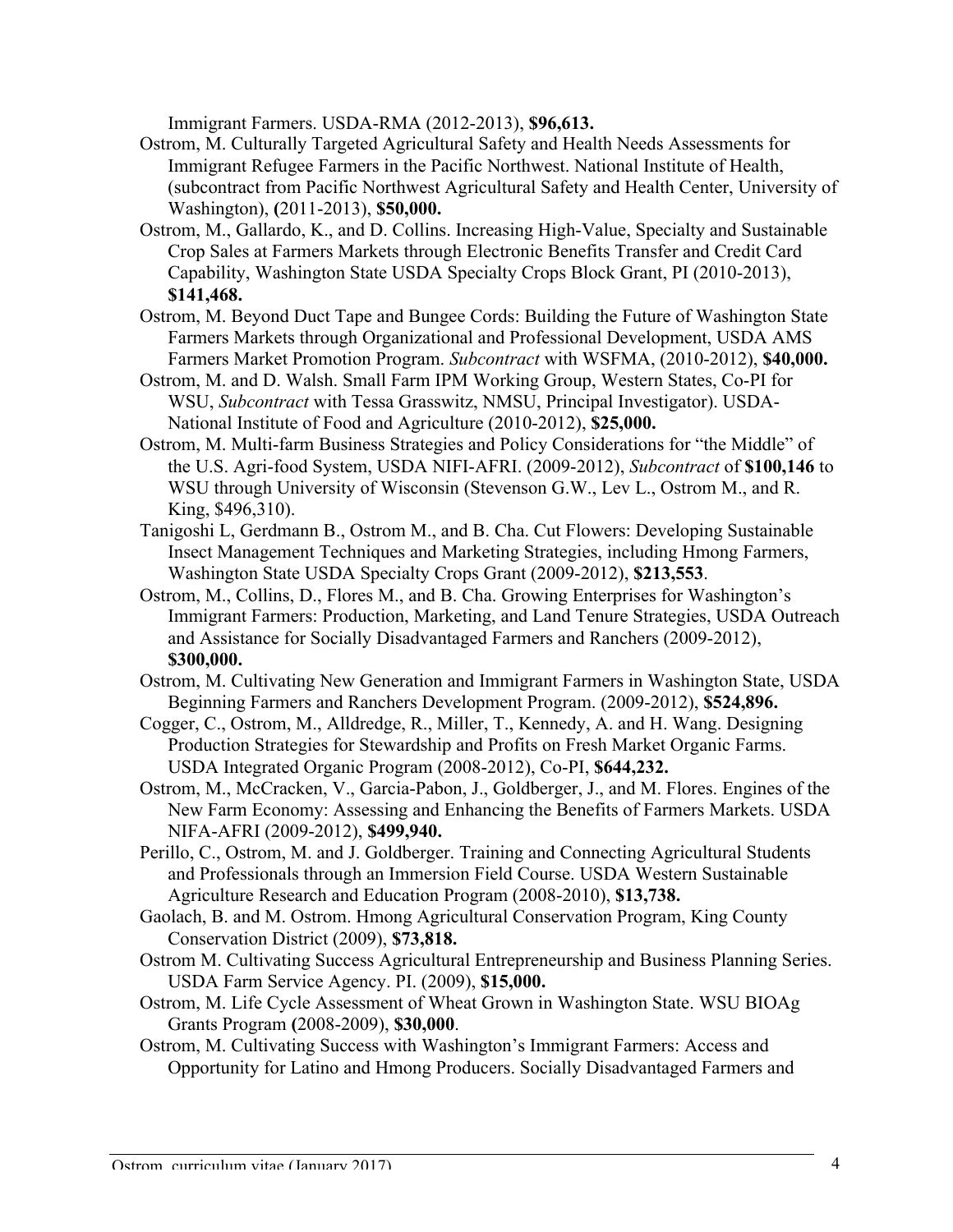Immigrant Farmers. USDA-RMA (2012-2013), **$96,613.**

Ostrom, M. Culturally Targeted Agricultural Safety and Health Needs Assessments for Immigrant Refugee Farmers in the Pacific Northwest. National Institute of Health, (subcontract from Pacific Northwest Agricultural Safety and Health Center, University of Washington), **(**2011-2013), **$50,000.**

Ostrom, M., Gallardo, K., and D. Collins. Increasing High-Value, Specialty and Sustainable Crop Sales at Farmers Markets through Electronic Benefits Transfer and Credit Card Capability, Washington State USDA Specialty Crops Block Grant, PI (2010-2013), **$141,468.**

Ostrom, M. Beyond Duct Tape and Bungee Cords: Building the Future of Washington State Farmers Markets through Organizational and Professional Development, USDA AMS Farmers Market Promotion Program. *Subcontract* with WSFMA, (2010-2012), **$40,000.**

Ostrom, M. and D. Walsh. Small Farm IPM Working Group, Western States, Co-PI for WSU, *Subcontract* with Tessa Grasswitz, NMSU, Principal Investigator). USDA-National Institute of Food and Agriculture (2010-2012), **$25,000.**

Ostrom, M. Multi-farm Business Strategies and Policy Considerations for "the Middle" of the U.S. Agri-food System, USDA NIFI-AFRI. (2009-2012), *Subcontract* of **$100,146** to WSU through University of Wisconsin (Stevenson G.W., Lev L., Ostrom M., and R. King, $496,310).

Tanigoshi L, Gerdmann B., Ostrom M., and B. Cha. Cut Flowers: Developing Sustainable Insect Management Techniques and Marketing Strategies, including Hmong Farmers, Washington State USDA Specialty Crops Grant (2009-2012), **$213,553**.

Ostrom, M., Collins, D., Flores M., and B. Cha. Growing Enterprises for Washington's Immigrant Farmers: Production, Marketing, and Land Tenure Strategies, USDA Outreach and Assistance for Socially Disadvantaged Farmers and Ranchers (2009-2012), **$300,000.**

Ostrom, M. Cultivating New Generation and Immigrant Farmers in Washington State, USDA Beginning Farmers and Ranchers Development Program. (2009-2012), **$524,896.**

Cogger, C., Ostrom, M., Alldredge, R., Miller, T., Kennedy, A. and H. Wang. Designing Production Strategies for Stewardship and Profits on Fresh Market Organic Farms. USDA Integrated Organic Program (2008-2012), Co-PI, **$644,232.**

Ostrom, M., McCracken, V., Garcia-Pabon, J., Goldberger, J., and M. Flores. Engines of the New Farm Economy: Assessing and Enhancing the Benefits of Farmers Markets. USDA NIFA-AFRI (2009-2012), **$499,940.**

Perillo, C., Ostrom, M. and J. Goldberger. Training and Connecting Agricultural Students and Professionals through an Immersion Field Course. USDA Western Sustainable Agriculture Research and Education Program (2008-2010), **$13,738.**

Gaolach, B. and M. Ostrom. Hmong Agricultural Conservation Program, King County Conservation District (2009), **$73,818.**

Ostrom M. Cultivating Success Agricultural Entrepreneurship and Business Planning Series. USDA Farm Service Agency. PI. (2009), **$15,000.**

Ostrom, M. Life Cycle Assessment of Wheat Grown in Washington State. WSU BIOAg Grants Program **(**2008-2009), **$30,000**.

Ostrom, M. Cultivating Success with Washington's Immigrant Farmers: Access and Opportunity for Latino and Hmong Producers. Socially Disadvantaged Farmers and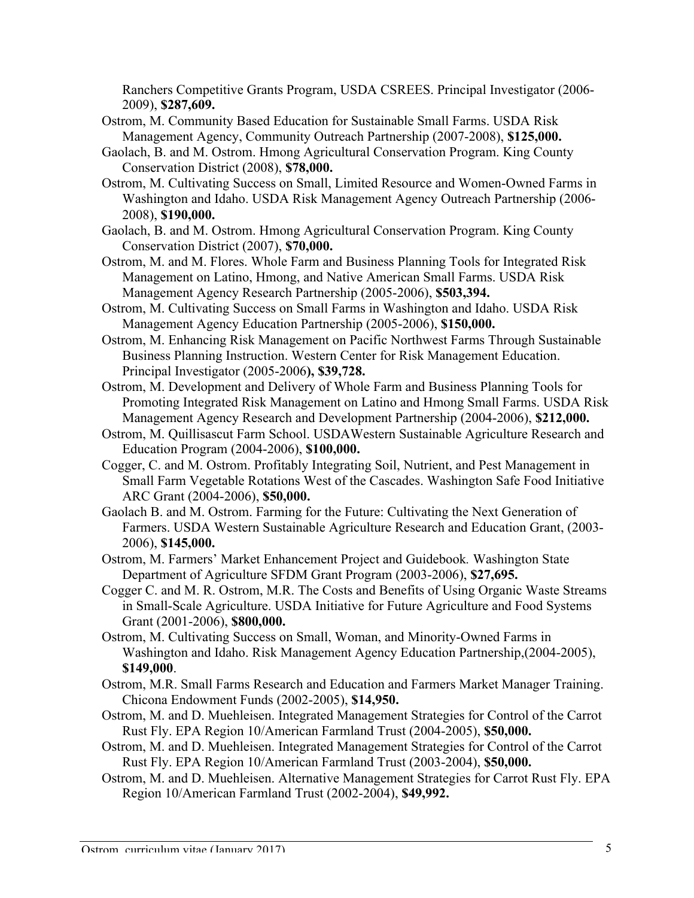Ranchers Competitive Grants Program, USDA CSREES. Principal Investigator (2006-2009), **$287,609.**

Ostrom, M. Community Based Education for Sustainable Small Farms. USDA Risk Management Agency, Community Outreach Partnership (2007-2008), **$125,000.**

Gaolach, B. and M. Ostrom. Hmong Agricultural Conservation Program. King County Conservation District (2008), **$78,000.**

Ostrom, M. Cultivating Success on Small, Limited Resource and Women-Owned Farms in Washington and Idaho. USDA Risk Management Agency Outreach Partnership (2006-2008), **$190,000.**

Gaolach, B. and M. Ostrom. Hmong Agricultural Conservation Program. King County Conservation District (2007), **$70,000.**

Ostrom, M. and M. Flores. Whole Farm and Business Planning Tools for Integrated Risk Management on Latino, Hmong, and Native American Small Farms. USDA Risk Management Agency Research Partnership (2005-2006), **$503,394.**

Ostrom, M. Cultivating Success on Small Farms in Washington and Idaho. USDA Risk Management Agency Education Partnership (2005-2006), **$150,000.**

Ostrom, M. Enhancing Risk Management on Pacific Northwest Farms Through Sustainable Business Planning Instruction. Western Center for Risk Management Education. Principal Investigator (2005-2006**), $39,728.**

Ostrom, M. Development and Delivery of Whole Farm and Business Planning Tools for Promoting Integrated Risk Management on Latino and Hmong Small Farms. USDA Risk Management Agency Research and Development Partnership (2004-2006), **$212,000.**

Ostrom, M. Quillisascut Farm School. USDAWestern Sustainable Agriculture Research and Education Program (2004-2006), **$100,000.**

Cogger, C. and M. Ostrom. Profitably Integrating Soil, Nutrient, and Pest Management in Small Farm Vegetable Rotations West of the Cascades. Washington Safe Food Initiative ARC Grant (2004-2006), **$50,000.**

Gaolach B. and M. Ostrom. Farming for the Future: Cultivating the Next Generation of Farmers. USDA Western Sustainable Agriculture Research and Education Grant, (2003-2006), **$145,000.**

Ostrom, M. Farmers' Market Enhancement Project and Guidebook*.* Washington State Department of Agriculture SFDM Grant Program (2003-2006), **$27,695.**

Cogger C. and M. R. Ostrom, M.R. The Costs and Benefits of Using Organic Waste Streams in Small-Scale Agriculture. USDA Initiative for Future Agriculture and Food Systems Grant (2001-2006), **$800,000.**

Ostrom, M. Cultivating Success on Small, Woman, and Minority-Owned Farms in Washington and Idaho. Risk Management Agency Education Partnership,(2004-2005), **$149,000**.

Ostrom, M.R. Small Farms Research and Education and Farmers Market Manager Training. Chicona Endowment Funds (2002-2005), **$14,950.**

Ostrom, M. and D. Muehleisen. Integrated Management Strategies for Control of the Carrot Rust Fly. EPA Region 10/American Farmland Trust (2004-2005), **$50,000.**

Ostrom, M. and D. Muehleisen. Integrated Management Strategies for Control of the Carrot Rust Fly. EPA Region 10/American Farmland Trust (2003-2004), **$50,000.**

Ostrom, M. and D. Muehleisen. Alternative Management Strategies for Carrot Rust Fly. EPA Region 10/American Farmland Trust (2002-2004), **$49,992.**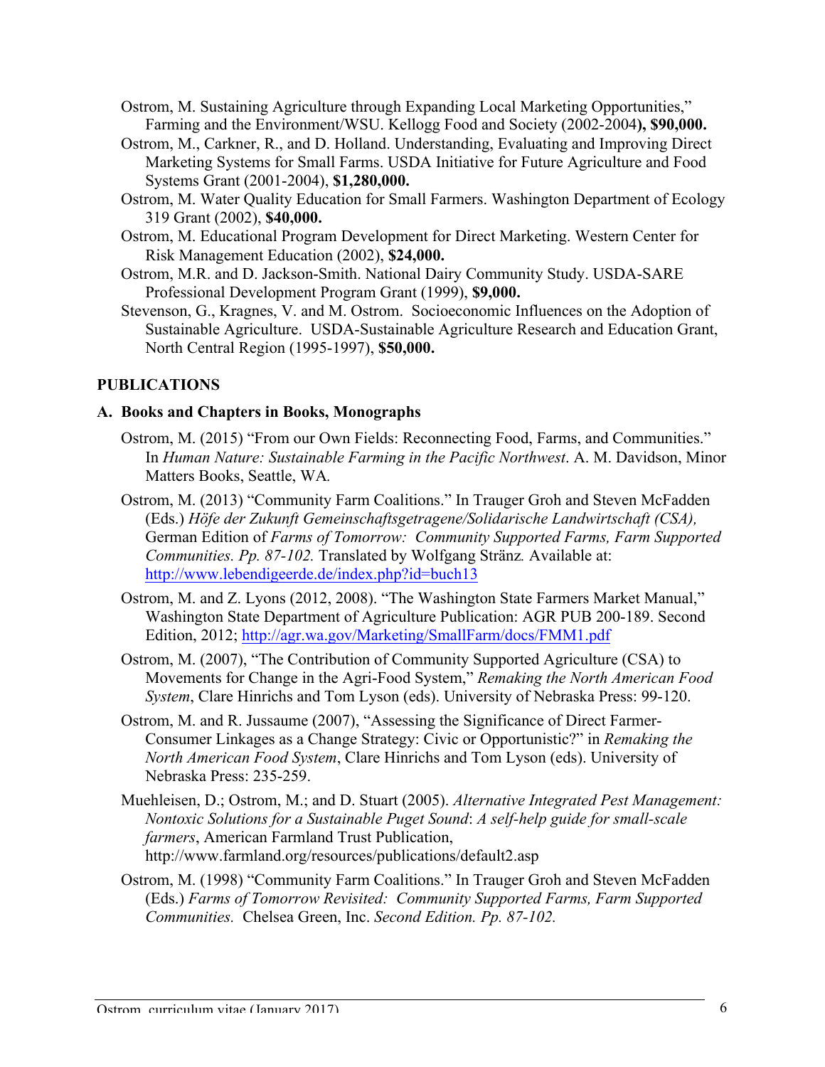Ostrom, M. Sustaining Agriculture through Expanding Local Marketing Opportunities," Farming and the Environment/WSU. Kellogg Food and Society (2002-2004**), $90,000.**

Ostrom, M., Carkner, R., and D. Holland. Understanding, Evaluating and Improving Direct Marketing Systems for Small Farms. USDA Initiative for Future Agriculture and Food Systems Grant (2001-2004), **$1,280,000.**

Ostrom, M. Water Quality Education for Small Farmers. Washington Department of Ecology 319 Grant (2002), **$40,000.**

Ostrom, M. Educational Program Development for Direct Marketing. Western Center for Risk Management Education (2002), **$24,000.**

Ostrom, M.R. and D. Jackson-Smith. National Dairy Community Study. USDA-SARE Professional Development Program Grant (1999), **$9,000.**

Stevenson, G., Kragnes, V. and M. Ostrom. Socioeconomic Influences on the Adoption of Sustainable Agriculture. USDA-Sustainable Agriculture Research and Education Grant, North Central Region (1995-1997), **$50,000.**

## PUBLICATIONS

### A. Books and Chapters in Books, Monographs

Ostrom, M. (2015) "From our Own Fields: Reconnecting Food, Farms, and Communities." In *Human Nature: Sustainable Farming in the Pacific Northwest*. A. M. Davidson, Minor Matters Books, Seattle, WA.

Ostrom, M. (2013) "Community Farm Coalitions." In Trauger Groh and Steven McFadden (Eds.) *Höfe der Zukunft Gemeinschaftsgetragene/Solidarische Landwirtschaft (CSA),* German Edition of *Farms of Tomorrow: Community Supported Farms, Farm Supported Communities. Pp. 87-102.* Translated by Wolfgang Stränz*.* Available at: http://www.lebendigeerde.de/index.php?id=buch13

Ostrom, M. and Z. Lyons (2012, 2008). "The Washington State Farmers Market Manual," Washington State Department of Agriculture Publication: AGR PUB 200-189. Second Edition, 2012; http://agr.wa.gov/Marketing/SmallFarm/docs/FMM1.pdf

Ostrom, M. (2007), "The Contribution of Community Supported Agriculture (CSA) to Movements for Change in the Agri-Food System," *Remaking the North American Food System*, Clare Hinrichs and Tom Lyson (eds). University of Nebraska Press: 99-120.

Ostrom, M. and R. Jussaume (2007), "Assessing the Significance of Direct Farmer-Consumer Linkages as a Change Strategy: Civic or Opportunistic?" in *Remaking the North American Food System*, Clare Hinrichs and Tom Lyson (eds). University of Nebraska Press: 235-259.

Muehleisen, D.; Ostrom, M.; and D. Stuart (2005). *Alternative Integrated Pest Management: Nontoxic Solutions for a Sustainable Puget Sound*: *A self-help guide for small-scale farmers*, American Farmland Trust Publication, http://www.farmland.org/resources/publications/default2.asp

Ostrom, M. (1998) "Community Farm Coalitions." In Trauger Groh and Steven McFadden (Eds.) *Farms of Tomorrow Revisited: Community Supported Farms, Farm Supported Communities.* Chelsea Green, Inc. *Second Edition. Pp. 87-102.*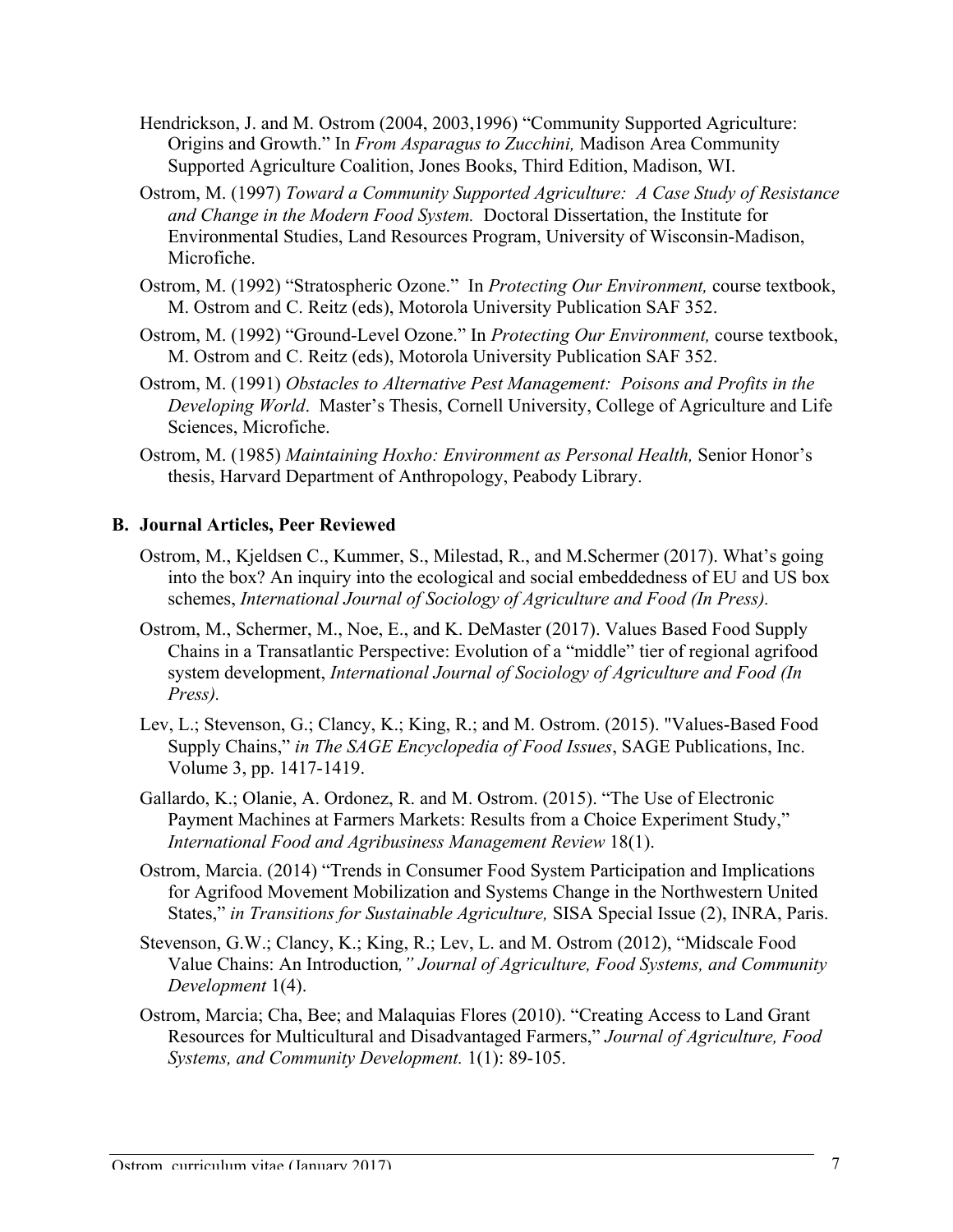Hendrickson, J. and M. Ostrom (2004, 2003,1996) "Community Supported Agriculture: Origins and Growth." In *From Asparagus to Zucchini,* Madison Area Community Supported Agriculture Coalition, Jones Books, Third Edition, Madison, WI.

Ostrom, M. (1997) *Toward a Community Supported Agriculture: A Case Study of Resistance and Change in the Modern Food System.* Doctoral Dissertation, the Institute for Environmental Studies, Land Resources Program, University of Wisconsin-Madison, Microfiche.

Ostrom, M. (1992) "Stratospheric Ozone." In *Protecting Our Environment,* course textbook, M. Ostrom and C. Reitz (eds), Motorola University Publication SAF 352.

Ostrom, M. (1992) "Ground-Level Ozone." In *Protecting Our Environment,* course textbook, M. Ostrom and C. Reitz (eds), Motorola University Publication SAF 352.

Ostrom, M. (1991) *Obstacles to Alternative Pest Management: Poisons and Profits in the Developing World*. Master's Thesis, Cornell University, College of Agriculture and Life Sciences, Microfiche.

Ostrom, M. (1985) *Maintaining Hoxho: Environment as Personal Health,* Senior Honor's thesis, Harvard Department of Anthropology, Peabody Library.

**B. Journal Articles, Peer Reviewed**

Ostrom, M., Kjeldsen C., Kummer, S., Milestad, R., and M.Schermer (2017). What's going into the box? An inquiry into the ecological and social embeddedness of EU and US box schemes, *International Journal of Sociology of Agriculture and Food (In Press).*

Ostrom, M., Schermer, M., Noe, E., and K. DeMaster (2017). Values Based Food Supply Chains in a Transatlantic Perspective: Evolution of a "middle" tier of regional agrifood system development, *International Journal of Sociology of Agriculture and Food (In Press).*

Lev, L.; Stevenson, G.; Clancy, K.; King, R.; and M. Ostrom. (2015). "Values-Based Food Supply Chains," *in The SAGE Encyclopedia of Food Issues*, SAGE Publications, Inc. Volume 3, pp. 1417-1419.

Gallardo, K.; Olanie, A. Ordonez, R. and M. Ostrom. (2015). "The Use of Electronic Payment Machines at Farmers Markets: Results from a Choice Experiment Study," *International Food and Agribusiness Management Review* 18(1).

Ostrom, Marcia. (2014) "Trends in Consumer Food System Participation and Implications for Agrifood Movement Mobilization and Systems Change in the Northwestern United States," *in Transitions for Sustainable Agriculture,* SISA Special Issue (2), INRA, Paris.

Stevenson, G.W.; Clancy, K.; King, R.; Lev, L. and M. Ostrom (2012), "Midscale Food Value Chains: An Introduction*," Journal of Agriculture, Food Systems, and Community Development* 1(4).

Ostrom, Marcia; Cha, Bee; and Malaquias Flores (2010). "Creating Access to Land Grant Resources for Multicultural and Disadvantaged Farmers," *Journal of Agriculture, Food Systems, and Community Development.* 1(1): 89-105.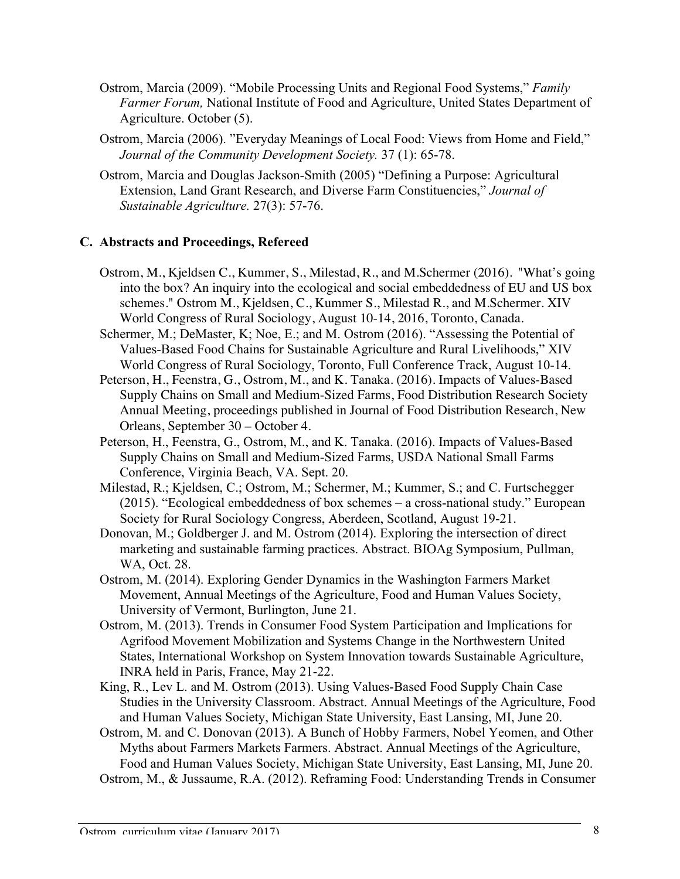Ostrom, Marcia (2009). "Mobile Processing Units and Regional Food Systems," *Family Farmer Forum,* National Institute of Food and Agriculture, United States Department of Agriculture. October (5).

Ostrom, Marcia (2006). "Everyday Meanings of Local Food: Views from Home and Field," *Journal of the Community Development Society.* 37 (1): 65-78.

Ostrom, Marcia and Douglas Jackson-Smith (2005) "Defining a Purpose: Agricultural Extension, Land Grant Research, and Diverse Farm Constituencies," *Journal of Sustainable Agriculture.* 27(3): 57-76.

### C. Abstracts and Proceedings, Refereed

Ostrom, M., Kjeldsen C., Kummer, S., Milestad, R., and M.Schermer (2016). "What's going into the box? An inquiry into the ecological and social embeddedness of EU and US box schemes." Ostrom M., Kjeldsen, C., Kummer S., Milestad R., and M.Schermer. XIV World Congress of Rural Sociology, August 10-14, 2016, Toronto, Canada.

Schermer, M.; DeMaster, K; Noe, E.; and M. Ostrom (2016). "Assessing the Potential of Values-Based Food Chains for Sustainable Agriculture and Rural Livelihoods," XIV World Congress of Rural Sociology, Toronto, Full Conference Track, August 10-14.

Peterson, H., Feenstra, G., Ostrom, M., and K. Tanaka. (2016). Impacts of Values-Based Supply Chains on Small and Medium-Sized Farms, Food Distribution Research Society Annual Meeting, proceedings published in Journal of Food Distribution Research, New Orleans, September 30 – October 4.

Peterson, H., Feenstra, G., Ostrom, M., and K. Tanaka. (2016). Impacts of Values-Based Supply Chains on Small and Medium-Sized Farms, USDA National Small Farms Conference, Virginia Beach, VA. Sept. 20.

Milestad, R.; Kjeldsen, C.; Ostrom, M.; Schermer, M.; Kummer, S.; and C. Furtschegger (2015). "Ecological embeddedness of box schemes – a cross-national study." European Society for Rural Sociology Congress, Aberdeen, Scotland, August 19-21.

Donovan, M.; Goldberger J. and M. Ostrom (2014). Exploring the intersection of direct marketing and sustainable farming practices. Abstract. BIOAg Symposium, Pullman, WA, Oct. 28.

Ostrom, M. (2014). Exploring Gender Dynamics in the Washington Farmers Market Movement, Annual Meetings of the Agriculture, Food and Human Values Society, University of Vermont, Burlington, June 21.

Ostrom, M. (2013). Trends in Consumer Food System Participation and Implications for Agrifood Movement Mobilization and Systems Change in the Northwestern United States, International Workshop on System Innovation towards Sustainable Agriculture, INRA held in Paris, France, May 21-22.

King, R., Lev L. and M. Ostrom (2013). Using Values-Based Food Supply Chain Case Studies in the University Classroom. Abstract. Annual Meetings of the Agriculture, Food and Human Values Society, Michigan State University, East Lansing, MI, June 20.

Ostrom, M. and C. Donovan (2013). A Bunch of Hobby Farmers, Nobel Yeomen, and Other Myths about Farmers Markets Farmers. Abstract. Annual Meetings of the Agriculture, Food and Human Values Society, Michigan State University, East Lansing, MI, June 20.

Ostrom, M., & Jussaume, R.A. (2012). Reframing Food: Understanding Trends in Consumer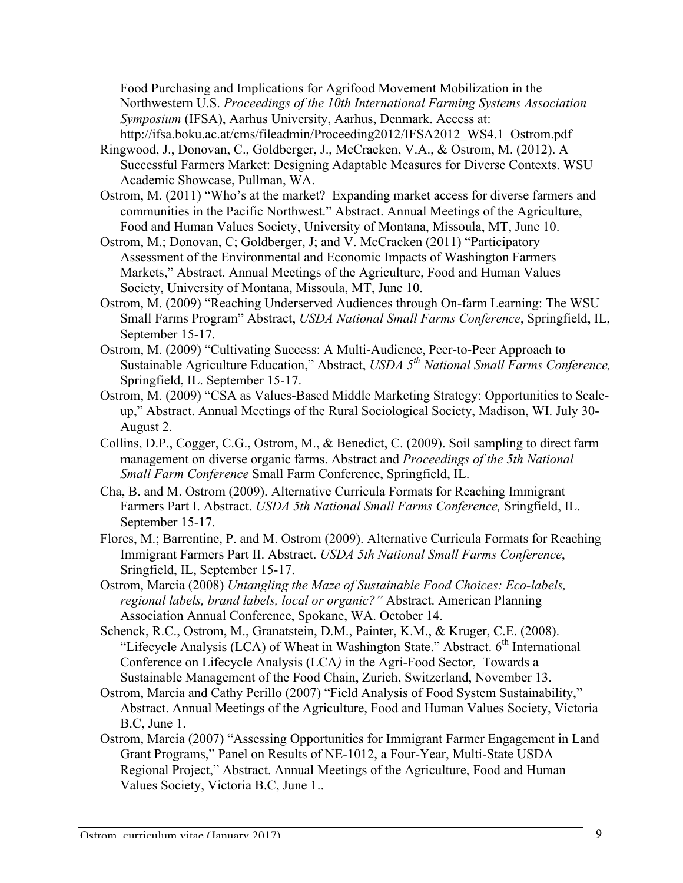Food Purchasing and Implications for Agrifood Movement Mobilization in the Northwestern U.S. *Proceedings of the 10th International Farming Systems Association Symposium* (IFSA), Aarhus University, Aarhus, Denmark. Access at: http://ifsa.boku.ac.at/cms/fileadmin/Proceeding2012/IFSA2012_WS4.1_Ostrom.pdf

Ringwood, J., Donovan, C., Goldberger, J., McCracken, V.A., & Ostrom, M. (2012). A Successful Farmers Market: Designing Adaptable Measures for Diverse Contexts. WSU Academic Showcase, Pullman, WA.

Ostrom, M. (2011) "Who's at the market? Expanding market access for diverse farmers and communities in the Pacific Northwest." Abstract. Annual Meetings of the Agriculture, Food and Human Values Society, University of Montana, Missoula, MT, June 10.

Ostrom, M.; Donovan, C; Goldberger, J; and V. McCracken (2011) "Participatory Assessment of the Environmental and Economic Impacts of Washington Farmers Markets," Abstract. Annual Meetings of the Agriculture, Food and Human Values Society, University of Montana, Missoula, MT, June 10.

Ostrom, M. (2009) "Reaching Underserved Audiences through On-farm Learning: The WSU Small Farms Program" Abstract, *USDA National Small Farms Conference*, Springfield, IL, September 15-17.

Ostrom, M. (2009) "Cultivating Success: A Multi-Audience, Peer-to-Peer Approach to Sustainable Agriculture Education," Abstract, *USDA 5th National Small Farms Conference,* Springfield, IL. September 15-17.

Ostrom, M. (2009) "CSA as Values-Based Middle Marketing Strategy: Opportunities to Scale-up," Abstract. Annual Meetings of the Rural Sociological Society, Madison, WI. July 30-August 2.

Collins, D.P., Cogger, C.G., Ostrom, M., & Benedict, C. (2009). Soil sampling to direct farm management on diverse organic farms. Abstract and *Proceedings of the 5th National Small Farm Conference* Small Farm Conference, Springfield, IL.

Cha, B. and M. Ostrom (2009). Alternative Curricula Formats for Reaching Immigrant Farmers Part I. Abstract. *USDA 5th National Small Farms Conference,* Sringfield, IL. September 15-17.

Flores, M.; Barrentine, P. and M. Ostrom (2009). Alternative Curricula Formats for Reaching Immigrant Farmers Part II. Abstract. *USDA 5th National Small Farms Conference*, Sringfield, IL, September 15-17.

Ostrom, Marcia (2008) *Untangling the Maze of Sustainable Food Choices: Eco-labels, regional labels, brand labels, local or organic?"* Abstract. American Planning Association Annual Conference, Spokane, WA. October 14.

Schenck, R.C., Ostrom, M., Granatstein, D.M., Painter, K.M., & Kruger, C.E. (2008). "Lifecycle Analysis (LCA) of Wheat in Washington State." Abstract. 6th International Conference on Lifecycle Analysis (LCA*)* in the Agri-Food Sector, Towards a Sustainable Management of the Food Chain, Zurich, Switzerland, November 13.

Ostrom, Marcia and Cathy Perillo (2007) "Field Analysis of Food System Sustainability," Abstract. Annual Meetings of the Agriculture, Food and Human Values Society, Victoria B.C, June 1.

Ostrom, Marcia (2007) "Assessing Opportunities for Immigrant Farmer Engagement in Land Grant Programs," Panel on Results of NE-1012, a Four-Year, Multi-State USDA Regional Project," Abstract. Annual Meetings of the Agriculture, Food and Human Values Society, Victoria B.C, June 1..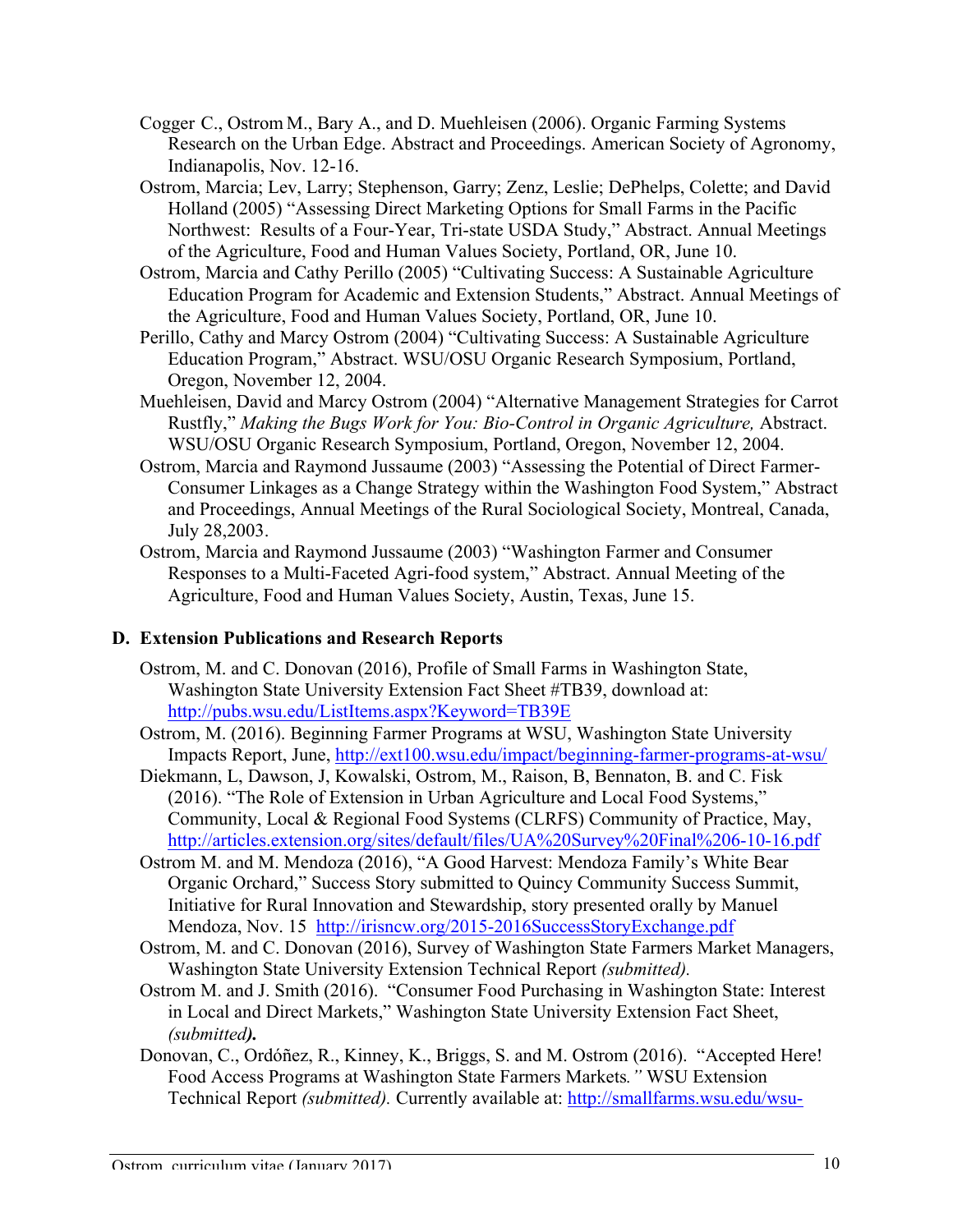Cogger C., Ostrom M., Bary A., and D. Muehleisen (2006). Organic Farming Systems Research on the Urban Edge. Abstract and Proceedings. American Society of Agronomy, Indianapolis, Nov. 12-16.

Ostrom, Marcia; Lev, Larry; Stephenson, Garry; Zenz, Leslie; DePhelps, Colette; and David Holland (2005) "Assessing Direct Marketing Options for Small Farms in the Pacific Northwest: Results of a Four-Year, Tri-state USDA Study," Abstract. Annual Meetings of the Agriculture, Food and Human Values Society, Portland, OR, June 10.

Ostrom, Marcia and Cathy Perillo (2005) "Cultivating Success: A Sustainable Agriculture Education Program for Academic and Extension Students," Abstract. Annual Meetings of the Agriculture, Food and Human Values Society, Portland, OR, June 10.

Perillo, Cathy and Marcy Ostrom (2004) "Cultivating Success: A Sustainable Agriculture Education Program," Abstract. WSU/OSU Organic Research Symposium, Portland, Oregon, November 12, 2004.

Muehleisen, David and Marcy Ostrom (2004) "Alternative Management Strategies for Carrot Rustfly," *Making the Bugs Work for You: Bio-Control in Organic Agriculture,* Abstract. WSU/OSU Organic Research Symposium, Portland, Oregon, November 12, 2004.

Ostrom, Marcia and Raymond Jussaume (2003) "Assessing the Potential of Direct Farmer-Consumer Linkages as a Change Strategy within the Washington Food System," Abstract and Proceedings, Annual Meetings of the Rural Sociological Society, Montreal, Canada, July 28,2003.

Ostrom, Marcia and Raymond Jussaume (2003) "Washington Farmer and Consumer Responses to a Multi-Faceted Agri-food system," Abstract. Annual Meeting of the Agriculture, Food and Human Values Society, Austin, Texas, June 15.

## D. Extension Publications and Research Reports

Ostrom, M. and C. Donovan (2016), Profile of Small Farms in Washington State, Washington State University Extension Fact Sheet #TB39, download at: http://pubs.wsu.edu/ListItems.aspx?Keyword=TB39E

Ostrom, M. (2016). Beginning Farmer Programs at WSU, Washington State University Impacts Report, June, http://ext100.wsu.edu/impact/beginning-farmer-programs-at-wsu/

Diekmann, L, Dawson, J, Kowalski, Ostrom, M., Raison, B, Bennaton, B. and C. Fisk (2016). "The Role of Extension in Urban Agriculture and Local Food Systems," Community, Local & Regional Food Systems (CLRFS) Community of Practice, May, http://articles.extension.org/sites/default/files/UA%20Survey%20Final%206-10-16.pdf

Ostrom M. and M. Mendoza (2016), "A Good Harvest: Mendoza Family's White Bear Organic Orchard," Success Story submitted to Quincy Community Success Summit, Initiative for Rural Innovation and Stewardship, story presented orally by Manuel Mendoza, Nov. 15 http://irisncw.org/2015-2016SuccessStoryExchange.pdf

Ostrom, M. and C. Donovan (2016), Survey of Washington State Farmers Market Managers, Washington State University Extension Technical Report *(submitted).*

Ostrom M. and J. Smith (2016). "Consumer Food Purchasing in Washington State: Interest in Local and Direct Markets," Washington State University Extension Fact Sheet, *(submitted)*.

Donovan, C., Ordóñez, R., Kinney, K., Briggs, S. and M. Ostrom (2016). "Accepted Here! Food Access Programs at Washington State Farmers Markets*."* WSU Extension Technical Report *(submitted).* Currently available at: http://smallfarms.wsu.edu/wsu-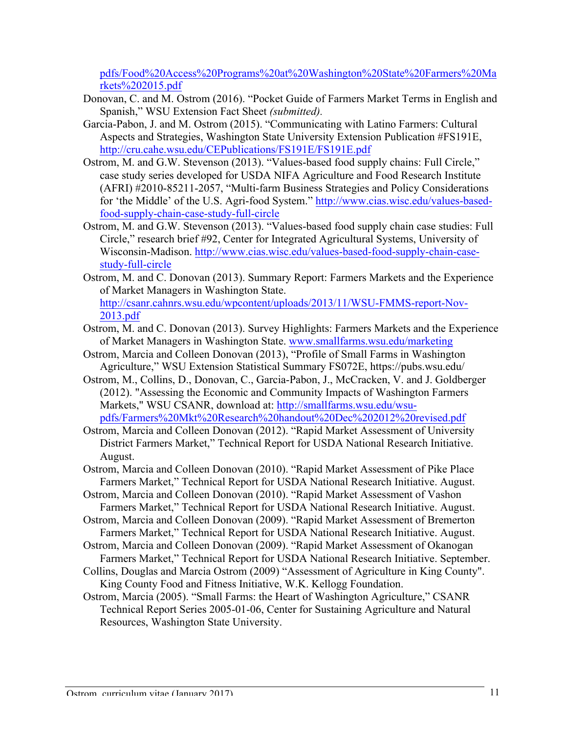pdfs/Food%20Access%20Programs%20at%20Washington%20State%20Farmers%20Markets%202015.pdf

Donovan, C. and M. Ostrom (2016). "Pocket Guide of Farmers Market Terms in English and Spanish," WSU Extension Fact Sheet *(submitted).*

Garcia-Pabon, J. and M. Ostrom (2015). "Communicating with Latino Farmers: Cultural Aspects and Strategies, Washington State University Extension Publication #FS191E, http://cru.cahe.wsu.edu/CEPublications/FS191E/FS191E.pdf

Ostrom, M. and G.W. Stevenson (2013). "Values-based food supply chains: Full Circle," case study series developed for USDA NIFA Agriculture and Food Research Institute (AFRI) #2010-85211-2057, "Multi-farm Business Strategies and Policy Considerations for 'the Middle' of the U.S. Agri-food System." http://www.cias.wisc.edu/values-based-food-supply-chain-case-study-full-circle

Ostrom, M. and G.W. Stevenson (2013). "Values-based food supply chain case studies: Full Circle," research brief #92, Center for Integrated Agricultural Systems, University of Wisconsin-Madison. http://www.cias.wisc.edu/values-based-food-supply-chain-case-study-full-circle

Ostrom, M. and C. Donovan (2013). Summary Report: Farmers Markets and the Experience of Market Managers in Washington State. http://csanr.cahnrs.wsu.edu/wpcontent/uploads/2013/11/WSU-FMMS-report-Nov-2013.pdf

Ostrom, M. and C. Donovan (2013). Survey Highlights: Farmers Markets and the Experience of Market Managers in Washington State. www.smallfarms.wsu.edu/marketing

Ostrom, Marcia and Colleen Donovan (2013), "Profile of Small Farms in Washington Agriculture," WSU Extension Statistical Summary FS072E, https://pubs.wsu.edu/

Ostrom, M., Collins, D., Donovan, C., Garcia-Pabon, J., McCracken, V. and J. Goldberger (2012). "Assessing the Economic and Community Impacts of Washington Farmers Markets," WSU CSANR, download at: http://smallfarms.wsu.edu/wsu-pdfs/Farmers%20Mkt%20Research%20handout%20Dec%202012%20revised.pdf

Ostrom, Marcia and Colleen Donovan (2012). "Rapid Market Assessment of University District Farmers Market," Technical Report for USDA National Research Initiative. August.

Ostrom, Marcia and Colleen Donovan (2010). "Rapid Market Assessment of Pike Place Farmers Market," Technical Report for USDA National Research Initiative. August.

Ostrom, Marcia and Colleen Donovan (2010). "Rapid Market Assessment of Vashon Farmers Market," Technical Report for USDA National Research Initiative. August.

Ostrom, Marcia and Colleen Donovan (2009). "Rapid Market Assessment of Bremerton Farmers Market," Technical Report for USDA National Research Initiative. August.

Ostrom, Marcia and Colleen Donovan (2009). "Rapid Market Assessment of Okanogan Farmers Market," Technical Report for USDA National Research Initiative. September.

Collins, Douglas and Marcia Ostrom (2009) "Assessment of Agriculture in King County". King County Food and Fitness Initiative, W.K. Kellogg Foundation.

Ostrom, Marcia (2005). "Small Farms: the Heart of Washington Agriculture," CSANR Technical Report Series 2005-01-06, Center for Sustaining Agriculture and Natural Resources, Washington State University.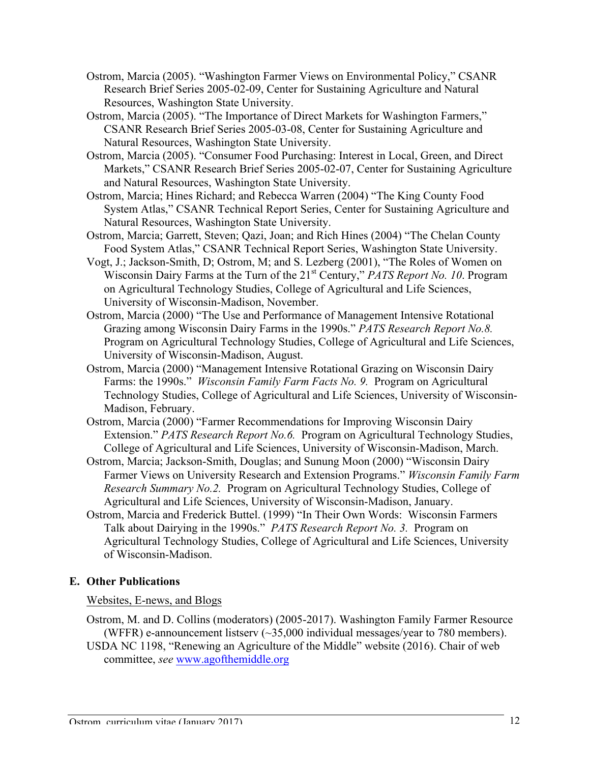Ostrom, Marcia (2005). "Washington Farmer Views on Environmental Policy," CSANR Research Brief Series 2005-02-09, Center for Sustaining Agriculture and Natural Resources, Washington State University.

Ostrom, Marcia (2005). "The Importance of Direct Markets for Washington Farmers," CSANR Research Brief Series 2005-03-08, Center for Sustaining Agriculture and Natural Resources, Washington State University.

Ostrom, Marcia (2005). "Consumer Food Purchasing: Interest in Local, Green, and Direct Markets," CSANR Research Brief Series 2005-02-07, Center for Sustaining Agriculture and Natural Resources, Washington State University.

Ostrom, Marcia; Hines Richard; and Rebecca Warren (2004) "The King County Food System Atlas," CSANR Technical Report Series, Center for Sustaining Agriculture and Natural Resources, Washington State University.

Ostrom, Marcia; Garrett, Steven; Qazi, Joan; and Rich Hines (2004) "The Chelan County Food System Atlas," CSANR Technical Report Series, Washington State University.

Vogt, J.; Jackson-Smith, D; Ostrom, M; and S. Lezberg (2001), "The Roles of Women on Wisconsin Dairy Farms at the Turn of the 21st Century," *PATS Report No. 10*. Program on Agricultural Technology Studies, College of Agricultural and Life Sciences, University of Wisconsin-Madison, November.

Ostrom, Marcia (2000) "The Use and Performance of Management Intensive Rotational Grazing among Wisconsin Dairy Farms in the 1990s." *PATS Research Report No.8.* Program on Agricultural Technology Studies, College of Agricultural and Life Sciences, University of Wisconsin-Madison, August.

Ostrom, Marcia (2000) "Management Intensive Rotational Grazing on Wisconsin Dairy Farms: the 1990s." *Wisconsin Family Farm Facts No. 9.* Program on Agricultural Technology Studies, College of Agricultural and Life Sciences, University of Wisconsin-Madison, February.

Ostrom, Marcia (2000) "Farmer Recommendations for Improving Wisconsin Dairy Extension." *PATS Research Report No.6.* Program on Agricultural Technology Studies, College of Agricultural and Life Sciences, University of Wisconsin-Madison, March.

Ostrom, Marcia; Jackson-Smith, Douglas; and Sunung Moon (2000) "Wisconsin Dairy Farmer Views on University Research and Extension Programs." *Wisconsin Family Farm Research Summary No.2.* Program on Agricultural Technology Studies, College of Agricultural and Life Sciences, University of Wisconsin-Madison, January.

Ostrom, Marcia and Frederick Buttel. (1999) "In Their Own Words: Wisconsin Farmers Talk about Dairying in the 1990s." *PATS Research Report No. 3.* Program on Agricultural Technology Studies, College of Agricultural and Life Sciences, University of Wisconsin-Madison.

### E. Other Publications

Websites, E-news, and Blogs

Ostrom, M. and D. Collins (moderators) (2005-2017). Washington Family Farmer Resource (WFFR) e-announcement listserv (~35,000 individual messages/year to 780 members).

USDA NC 1198, "Renewing an Agriculture of the Middle" website (2016). Chair of web committee, *see* www.agofthemiddle.org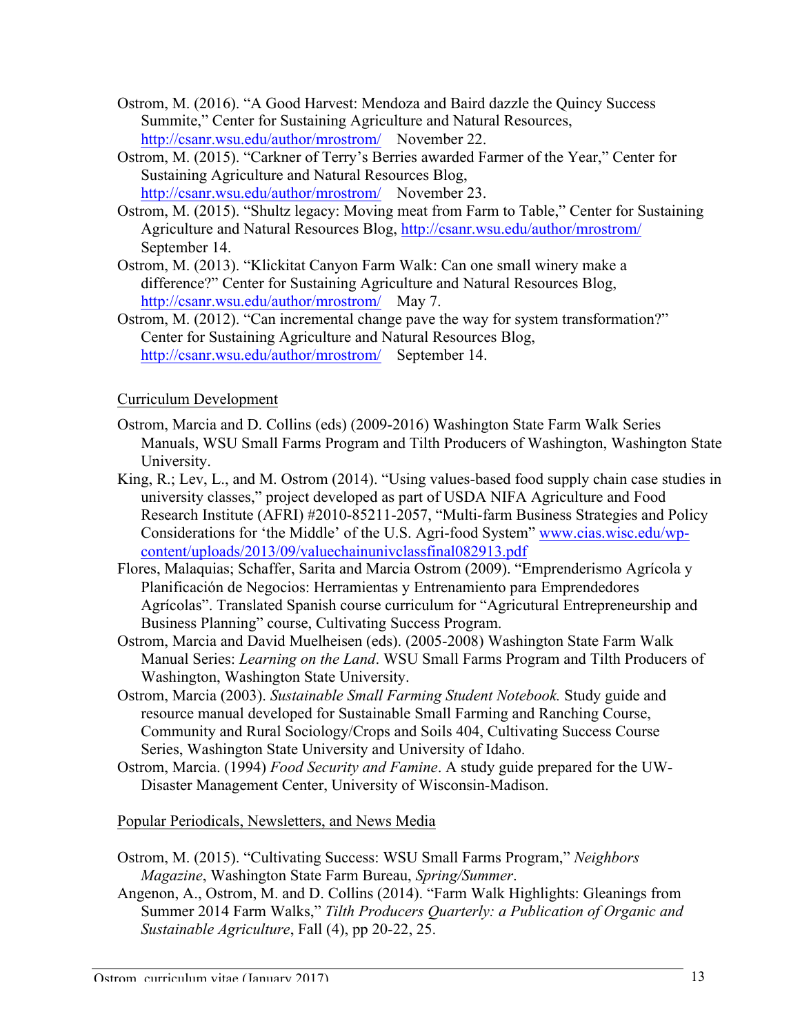Ostrom, M. (2016). "A Good Harvest: Mendoza and Baird dazzle the Quincy Success Summite," Center for Sustaining Agriculture and Natural Resources, http://csanr.wsu.edu/author/mrostrom/ November 22.

Ostrom, M. (2015). "Carkner of Terry's Berries awarded Farmer of the Year," Center for Sustaining Agriculture and Natural Resources Blog, http://csanr.wsu.edu/author/mrostrom/ November 23.

Ostrom, M. (2015). "Shultz legacy: Moving meat from Farm to Table," Center for Sustaining Agriculture and Natural Resources Blog, http://csanr.wsu.edu/author/mrostrom/ September 14.

Ostrom, M. (2013). "Klickitat Canyon Farm Walk: Can one small winery make a difference?" Center for Sustaining Agriculture and Natural Resources Blog, http://csanr.wsu.edu/author/mrostrom/ May 7.

Ostrom, M. (2012). "Can incremental change pave the way for system transformation?" Center for Sustaining Agriculture and Natural Resources Blog, http://csanr.wsu.edu/author/mrostrom/ September 14.

Curriculum Development

Ostrom, Marcia and D. Collins (eds) (2009-2016) Washington State Farm Walk Series Manuals, WSU Small Farms Program and Tilth Producers of Washington, Washington State University.

King, R.; Lev, L., and M. Ostrom (2014). "Using values-based food supply chain case studies in university classes," project developed as part of USDA NIFA Agriculture and Food Research Institute (AFRI) #2010-85211-2057, "Multi-farm Business Strategies and Policy Considerations for 'the Middle' of the U.S. Agri-food System" www.cias.wisc.edu/wp-content/uploads/2013/09/valuechainunivclassfinal082913.pdf

Flores, Malaquias; Schaffer, Sarita and Marcia Ostrom (2009). "Emprenderismo Agrícola y Planificación de Negocios: Herramientas y Entrenamiento para Emprendedores Agrícolas". Translated Spanish course curriculum for "Agricutural Entrepreneurship and Business Planning" course, Cultivating Success Program.

Ostrom, Marcia and David Muelheisen (eds). (2005-2008) Washington State Farm Walk Manual Series: *Learning on the Land*. WSU Small Farms Program and Tilth Producers of Washington, Washington State University.

Ostrom, Marcia (2003). *Sustainable Small Farming Student Notebook.* Study guide and resource manual developed for Sustainable Small Farming and Ranching Course, Community and Rural Sociology/Crops and Soils 404, Cultivating Success Course Series, Washington State University and University of Idaho.

Ostrom, Marcia. (1994) *Food Security and Famine*. A study guide prepared for the UW-Disaster Management Center, University of Wisconsin-Madison.

Popular Periodicals, Newsletters, and News Media

Ostrom, M. (2015). "Cultivating Success: WSU Small Farms Program," *Neighbors Magazine*, Washington State Farm Bureau, *Spring/Summer*.

Angenon, A., Ostrom, M. and D. Collins (2014). "Farm Walk Highlights: Gleanings from Summer 2014 Farm Walks," *Tilth Producers Quarterly: a Publication of Organic and Sustainable Agriculture*, Fall (4), pp 20-22, 25.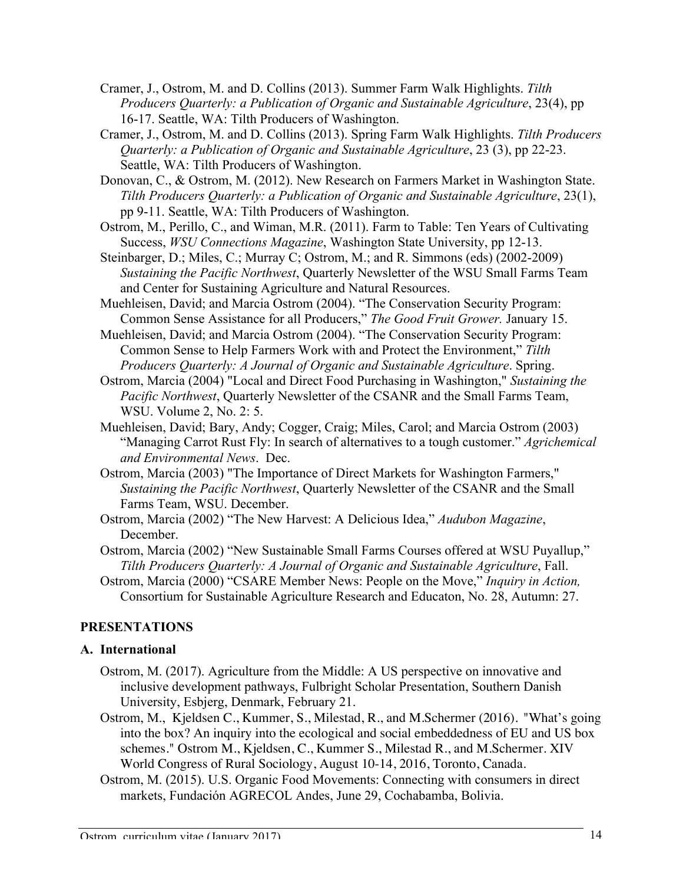Cramer, J., Ostrom, M. and D. Collins (2013). Summer Farm Walk Highlights. *Tilth Producers Quarterly: a Publication of Organic and Sustainable Agriculture*, 23(4), pp 16-17. Seattle, WA: Tilth Producers of Washington.

Cramer, J., Ostrom, M. and D. Collins (2013). Spring Farm Walk Highlights. *Tilth Producers Quarterly: a Publication of Organic and Sustainable Agriculture*, 23 (3), pp 22-23. Seattle, WA: Tilth Producers of Washington.

Donovan, C., & Ostrom, M. (2012). New Research on Farmers Market in Washington State. *Tilth Producers Quarterly: a Publication of Organic and Sustainable Agriculture*, 23(1), pp 9-11. Seattle, WA: Tilth Producers of Washington.

Ostrom, M., Perillo, C., and Wiman, M.R. (2011). Farm to Table: Ten Years of Cultivating Success, *WSU Connections Magazine*, Washington State University, pp 12-13.

Steinbarger, D.; Miles, C.; Murray C; Ostrom, M.; and R. Simmons (eds) (2002-2009) *Sustaining the Pacific Northwest*, Quarterly Newsletter of the WSU Small Farms Team and Center for Sustaining Agriculture and Natural Resources.

Muehleisen, David; and Marcia Ostrom (2004). "The Conservation Security Program: Common Sense Assistance for all Producers," *The Good Fruit Grower.* January 15.

Muehleisen, David; and Marcia Ostrom (2004). "The Conservation Security Program: Common Sense to Help Farmers Work with and Protect the Environment," *Tilth Producers Quarterly: A Journal of Organic and Sustainable Agriculture*. Spring.

Ostrom, Marcia (2004) "Local and Direct Food Purchasing in Washington," *Sustaining the Pacific Northwest*, Quarterly Newsletter of the CSANR and the Small Farms Team, WSU. Volume 2, No. 2: 5.

Muehleisen, David; Bary, Andy; Cogger, Craig; Miles, Carol; and Marcia Ostrom (2003) "Managing Carrot Rust Fly: In search of alternatives to a tough customer." *Agrichemical and Environmental News*. Dec.

Ostrom, Marcia (2003) "The Importance of Direct Markets for Washington Farmers," *Sustaining the Pacific Northwest*, Quarterly Newsletter of the CSANR and the Small Farms Team, WSU. December.

Ostrom, Marcia (2002) "The New Harvest: A Delicious Idea," *Audubon Magazine*, December.

Ostrom, Marcia (2002) "New Sustainable Small Farms Courses offered at WSU Puyallup," *Tilth Producers Quarterly: A Journal of Organic and Sustainable Agriculture*, Fall.

Ostrom, Marcia (2000) "CSARE Member News: People on the Move," *Inquiry in Action,* Consortium for Sustainable Agriculture Research and Educaton, No. 28, Autumn: 27.

## PRESENTATIONS

### A. International

Ostrom, M. (2017). Agriculture from the Middle: A US perspective on innovative and inclusive development pathways, Fulbright Scholar Presentation, Southern Danish University, Esbjerg, Denmark, February 21.

Ostrom, M., Kjeldsen C., Kummer, S., Milestad, R., and M.Schermer (2016). "What's going into the box? An inquiry into the ecological and social embeddedness of EU and US box schemes." Ostrom M., Kjeldsen, C., Kummer S., Milestad R., and M.Schermer. XIV World Congress of Rural Sociology, August 10-14, 2016, Toronto, Canada.

Ostrom, M. (2015). U.S. Organic Food Movements: Connecting with consumers in direct markets, Fundación AGRECOL Andes, June 29, Cochabamba, Bolivia.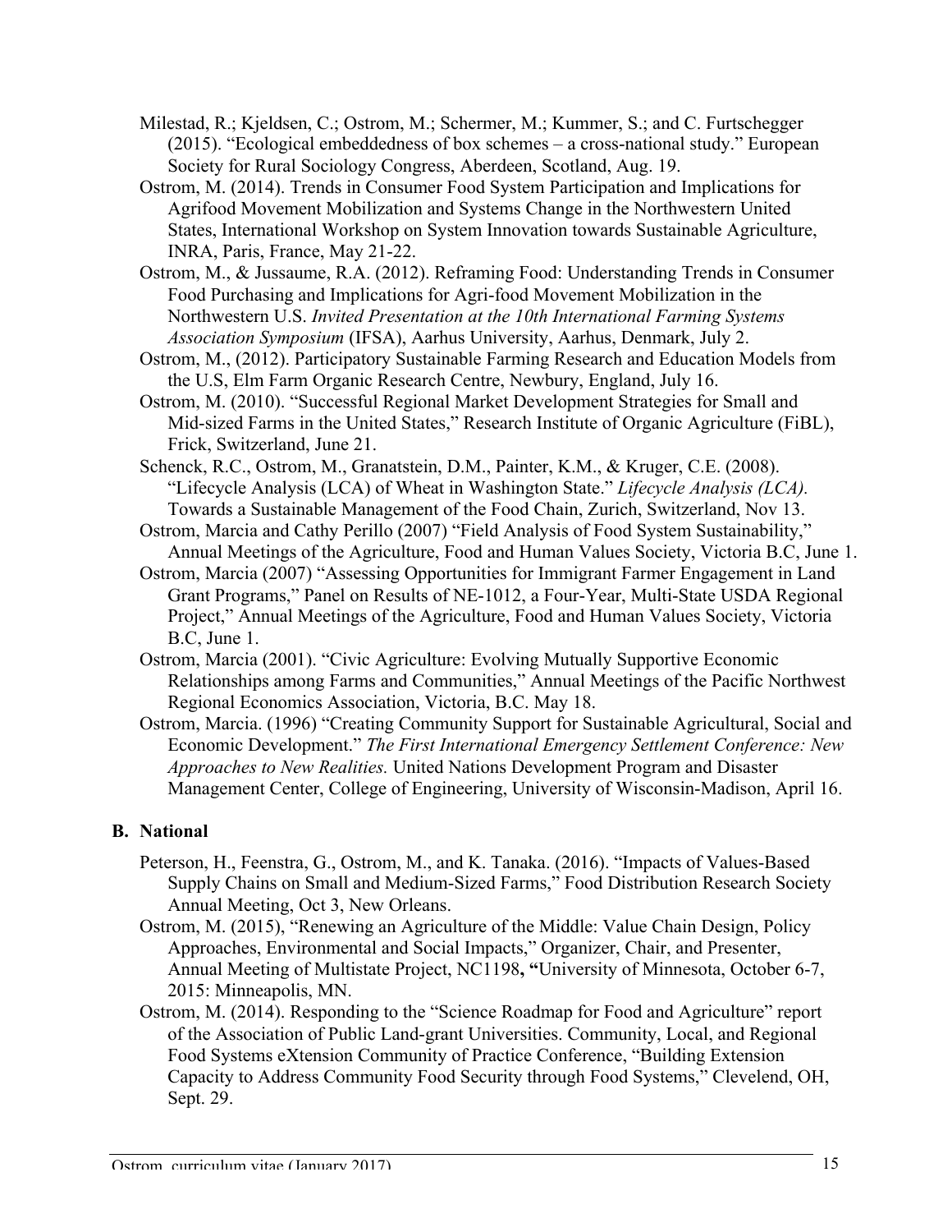Milestad, R.; Kjeldsen, C.; Ostrom, M.; Schermer, M.; Kummer, S.; and C. Furtschegger (2015). "Ecological embeddedness of box schemes – a cross-national study." European Society for Rural Sociology Congress, Aberdeen, Scotland, Aug. 19.

Ostrom, M. (2014). Trends in Consumer Food System Participation and Implications for Agrifood Movement Mobilization and Systems Change in the Northwestern United States, International Workshop on System Innovation towards Sustainable Agriculture, INRA, Paris, France, May 21-22.

Ostrom, M., & Jussaume, R.A. (2012). Reframing Food: Understanding Trends in Consumer Food Purchasing and Implications for Agri-food Movement Mobilization in the Northwestern U.S. *Invited Presentation at the 10th International Farming Systems Association Symposium* (IFSA), Aarhus University, Aarhus, Denmark, July 2.

Ostrom, M., (2012). Participatory Sustainable Farming Research and Education Models from the U.S, Elm Farm Organic Research Centre, Newbury, England, July 16.

Ostrom, M. (2010). "Successful Regional Market Development Strategies for Small and Mid-sized Farms in the United States," Research Institute of Organic Agriculture (FiBL), Frick, Switzerland, June 21.

Schenck, R.C., Ostrom, M., Granatstein, D.M., Painter, K.M., & Kruger, C.E. (2008). "Lifecycle Analysis (LCA) of Wheat in Washington State." *Lifecycle Analysis (LCA).* Towards a Sustainable Management of the Food Chain, Zurich, Switzerland, Nov 13.

Ostrom, Marcia and Cathy Perillo (2007) "Field Analysis of Food System Sustainability," Annual Meetings of the Agriculture, Food and Human Values Society, Victoria B.C, June 1.

Ostrom, Marcia (2007) "Assessing Opportunities for Immigrant Farmer Engagement in Land Grant Programs," Panel on Results of NE-1012, a Four-Year, Multi-State USDA Regional Project," Annual Meetings of the Agriculture, Food and Human Values Society, Victoria B.C, June 1.

Ostrom, Marcia (2001). "Civic Agriculture: Evolving Mutually Supportive Economic Relationships among Farms and Communities," Annual Meetings of the Pacific Northwest Regional Economics Association, Victoria, B.C. May 18.

Ostrom, Marcia. (1996) "Creating Community Support for Sustainable Agricultural, Social and Economic Development." *The First International Emergency Settlement Conference: New Approaches to New Realities.* United Nations Development Program and Disaster Management Center, College of Engineering, University of Wisconsin-Madison, April 16.

## B. National

Peterson, H., Feenstra, G., Ostrom, M., and K. Tanaka. (2016). "Impacts of Values-Based Supply Chains on Small and Medium-Sized Farms," Food Distribution Research Society Annual Meeting, Oct 3, New Orleans.

Ostrom, M. (2015), "Renewing an Agriculture of the Middle: Value Chain Design, Policy Approaches, Environmental and Social Impacts," Organizer, Chair, and Presenter, Annual Meeting of Multistate Project, NC1198**, "**University of Minnesota, October 6-7, 2015: Minneapolis, MN.

Ostrom, M. (2014). Responding to the "Science Roadmap for Food and Agriculture" report of the Association of Public Land-grant Universities. Community, Local, and Regional Food Systems eXtension Community of Practice Conference, "Building Extension Capacity to Address Community Food Security through Food Systems," Clevelend, OH, Sept. 29.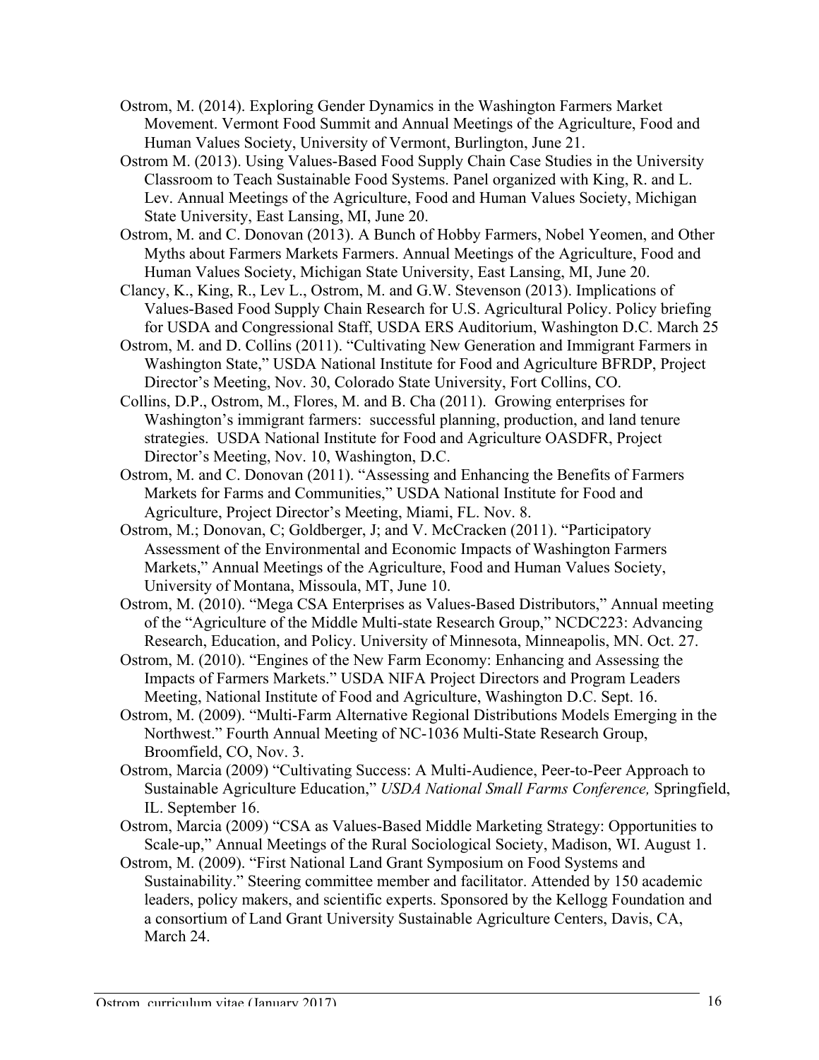Ostrom, M. (2014). Exploring Gender Dynamics in the Washington Farmers Market Movement. Vermont Food Summit and Annual Meetings of the Agriculture, Food and Human Values Society, University of Vermont, Burlington, June 21.

Ostrom M. (2013). Using Values-Based Food Supply Chain Case Studies in the University Classroom to Teach Sustainable Food Systems. Panel organized with King, R. and L. Lev. Annual Meetings of the Agriculture, Food and Human Values Society, Michigan State University, East Lansing, MI, June 20.

Ostrom, M. and C. Donovan (2013). A Bunch of Hobby Farmers, Nobel Yeomen, and Other Myths about Farmers Markets Farmers. Annual Meetings of the Agriculture, Food and Human Values Society, Michigan State University, East Lansing, MI, June 20.

Clancy, K., King, R., Lev L., Ostrom, M. and G.W. Stevenson (2013). Implications of Values-Based Food Supply Chain Research for U.S. Agricultural Policy. Policy briefing for USDA and Congressional Staff, USDA ERS Auditorium, Washington D.C. March 25

Ostrom, M. and D. Collins (2011). "Cultivating New Generation and Immigrant Farmers in Washington State," USDA National Institute for Food and Agriculture BFRDP, Project Director's Meeting, Nov. 30, Colorado State University, Fort Collins, CO.

Collins, D.P., Ostrom, M., Flores, M. and B. Cha (2011). Growing enterprises for Washington's immigrant farmers: successful planning, production, and land tenure strategies. USDA National Institute for Food and Agriculture OASDFR, Project Director's Meeting, Nov. 10, Washington, D.C.

Ostrom, M. and C. Donovan (2011). "Assessing and Enhancing the Benefits of Farmers Markets for Farms and Communities," USDA National Institute for Food and Agriculture, Project Director's Meeting, Miami, FL. Nov. 8.

Ostrom, M.; Donovan, C; Goldberger, J; and V. McCracken (2011). "Participatory Assessment of the Environmental and Economic Impacts of Washington Farmers Markets," Annual Meetings of the Agriculture, Food and Human Values Society, University of Montana, Missoula, MT, June 10.

Ostrom, M. (2010). "Mega CSA Enterprises as Values-Based Distributors," Annual meeting of the "Agriculture of the Middle Multi-state Research Group," NCDC223: Advancing Research, Education, and Policy. University of Minnesota, Minneapolis, MN. Oct. 27.

Ostrom, M. (2010). "Engines of the New Farm Economy: Enhancing and Assessing the Impacts of Farmers Markets." USDA NIFA Project Directors and Program Leaders Meeting, National Institute of Food and Agriculture, Washington D.C. Sept. 16.

Ostrom, M. (2009). "Multi-Farm Alternative Regional Distributions Models Emerging in the Northwest." Fourth Annual Meeting of NC-1036 Multi-State Research Group, Broomfield, CO, Nov. 3.

Ostrom, Marcia (2009) "Cultivating Success: A Multi-Audience, Peer-to-Peer Approach to Sustainable Agriculture Education," *USDA National Small Farms Conference,* Springfield, IL. September 16.

Ostrom, Marcia (2009) "CSA as Values-Based Middle Marketing Strategy: Opportunities to Scale-up," Annual Meetings of the Rural Sociological Society, Madison, WI. August 1.

Ostrom, M. (2009). "First National Land Grant Symposium on Food Systems and Sustainability." Steering committee member and facilitator. Attended by 150 academic leaders, policy makers, and scientific experts. Sponsored by the Kellogg Foundation and a consortium of Land Grant University Sustainable Agriculture Centers, Davis, CA, March 24.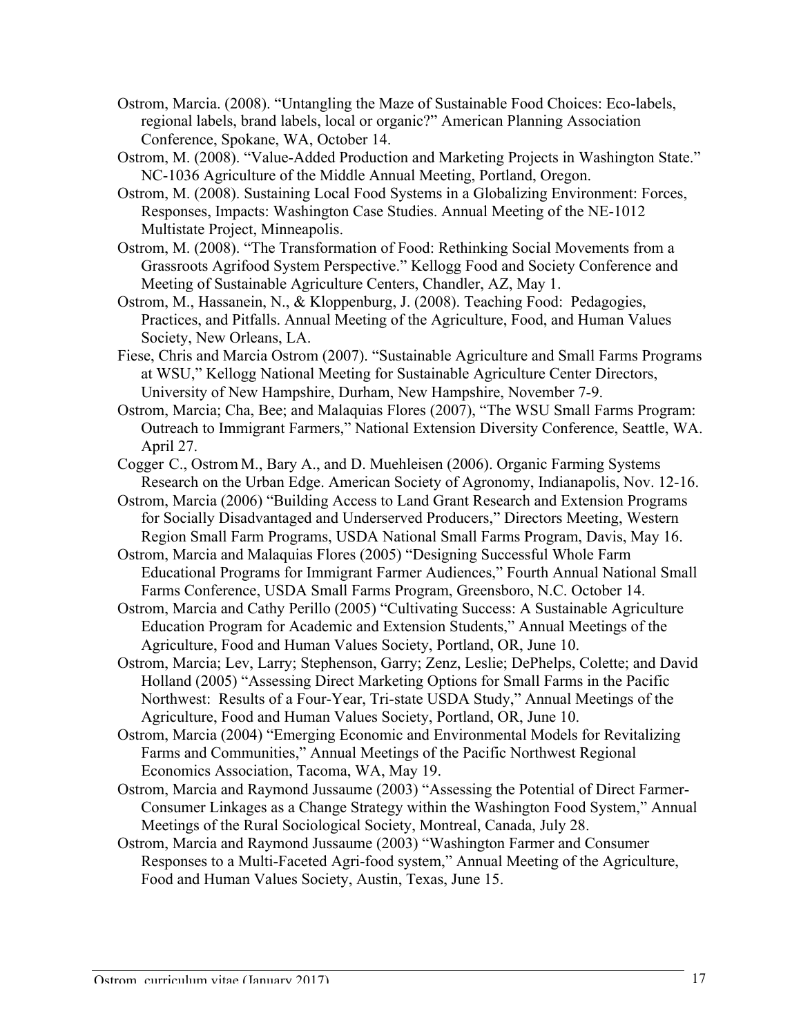Ostrom, Marcia. (2008). "Untangling the Maze of Sustainable Food Choices: Eco-labels, regional labels, brand labels, local or organic?" American Planning Association Conference, Spokane, WA, October 14.

Ostrom, M. (2008). "Value-Added Production and Marketing Projects in Washington State." NC-1036 Agriculture of the Middle Annual Meeting, Portland, Oregon.

Ostrom, M. (2008). Sustaining Local Food Systems in a Globalizing Environment: Forces, Responses, Impacts: Washington Case Studies. Annual Meeting of the NE-1012 Multistate Project, Minneapolis.

Ostrom, M. (2008). "The Transformation of Food: Rethinking Social Movements from a Grassroots Agrifood System Perspective." Kellogg Food and Society Conference and Meeting of Sustainable Agriculture Centers, Chandler, AZ, May 1.

Ostrom, M., Hassanein, N., & Kloppenburg, J. (2008). Teaching Food: Pedagogies, Practices, and Pitfalls. Annual Meeting of the Agriculture, Food, and Human Values Society, New Orleans, LA.

Fiese, Chris and Marcia Ostrom (2007). "Sustainable Agriculture and Small Farms Programs at WSU," Kellogg National Meeting for Sustainable Agriculture Center Directors, University of New Hampshire, Durham, New Hampshire, November 7-9.

Ostrom, Marcia; Cha, Bee; and Malaquias Flores (2007), "The WSU Small Farms Program: Outreach to Immigrant Farmers," National Extension Diversity Conference, Seattle, WA. April 27.

Cogger C., Ostrom M., Bary A., and D. Muehleisen (2006). Organic Farming Systems Research on the Urban Edge. American Society of Agronomy, Indianapolis, Nov. 12-16.

Ostrom, Marcia (2006) "Building Access to Land Grant Research and Extension Programs for Socially Disadvantaged and Underserved Producers," Directors Meeting, Western Region Small Farm Programs, USDA National Small Farms Program, Davis, May 16.

Ostrom, Marcia and Malaquias Flores (2005) "Designing Successful Whole Farm Educational Programs for Immigrant Farmer Audiences," Fourth Annual National Small Farms Conference, USDA Small Farms Program, Greensboro, N.C. October 14.

Ostrom, Marcia and Cathy Perillo (2005) "Cultivating Success: A Sustainable Agriculture Education Program for Academic and Extension Students," Annual Meetings of the Agriculture, Food and Human Values Society, Portland, OR, June 10.

Ostrom, Marcia; Lev, Larry; Stephenson, Garry; Zenz, Leslie; DePhelps, Colette; and David Holland (2005) "Assessing Direct Marketing Options for Small Farms in the Pacific Northwest: Results of a Four-Year, Tri-state USDA Study," Annual Meetings of the Agriculture, Food and Human Values Society, Portland, OR, June 10.

Ostrom, Marcia (2004) "Emerging Economic and Environmental Models for Revitalizing Farms and Communities," Annual Meetings of the Pacific Northwest Regional Economics Association, Tacoma, WA, May 19.

Ostrom, Marcia and Raymond Jussaume (2003) "Assessing the Potential of Direct Farmer-Consumer Linkages as a Change Strategy within the Washington Food System," Annual Meetings of the Rural Sociological Society, Montreal, Canada, July 28.

Ostrom, Marcia and Raymond Jussaume (2003) "Washington Farmer and Consumer Responses to a Multi-Faceted Agri-food system," Annual Meeting of the Agriculture, Food and Human Values Society, Austin, Texas, June 15.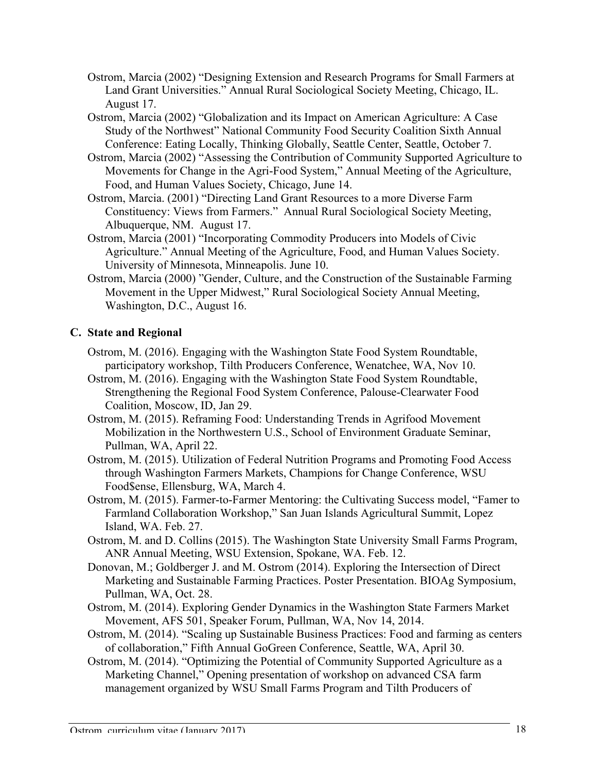Ostrom, Marcia (2002) "Designing Extension and Research Programs for Small Farmers at Land Grant Universities." Annual Rural Sociological Society Meeting, Chicago, IL. August 17.

Ostrom, Marcia (2002) "Globalization and its Impact on American Agriculture: A Case Study of the Northwest" National Community Food Security Coalition Sixth Annual Conference: Eating Locally, Thinking Globally, Seattle Center, Seattle, October 7.

Ostrom, Marcia (2002) "Assessing the Contribution of Community Supported Agriculture to Movements for Change in the Agri-Food System," Annual Meeting of the Agriculture, Food, and Human Values Society, Chicago, June 14.

Ostrom, Marcia. (2001) "Directing Land Grant Resources to a more Diverse Farm Constituency: Views from Farmers." Annual Rural Sociological Society Meeting, Albuquerque, NM. August 17.

Ostrom, Marcia (2001) "Incorporating Commodity Producers into Models of Civic Agriculture." Annual Meeting of the Agriculture, Food, and Human Values Society. University of Minnesota, Minneapolis. June 10.

Ostrom, Marcia (2000) "Gender, Culture, and the Construction of the Sustainable Farming Movement in the Upper Midwest," Rural Sociological Society Annual Meeting, Washington, D.C., August 16.

## C. State and Regional

Ostrom, M. (2016). Engaging with the Washington State Food System Roundtable, participatory workshop, Tilth Producers Conference, Wenatchee, WA, Nov 10.

Ostrom, M. (2016). Engaging with the Washington State Food System Roundtable, Strengthening the Regional Food System Conference, Palouse-Clearwater Food Coalition, Moscow, ID, Jan 29.

Ostrom, M. (2015). Reframing Food: Understanding Trends in Agrifood Movement Mobilization in the Northwestern U.S., School of Environment Graduate Seminar, Pullman, WA, April 22.

Ostrom, M. (2015). Utilization of Federal Nutrition Programs and Promoting Food Access through Washington Farmers Markets, Champions for Change Conference, WSU Food$ense, Ellensburg, WA, March 4.

Ostrom, M. (2015). Farmer-to-Farmer Mentoring: the Cultivating Success model, "Famer to Farmland Collaboration Workshop," San Juan Islands Agricultural Summit, Lopez Island, WA. Feb. 27.

Ostrom, M. and D. Collins (2015). The Washington State University Small Farms Program, ANR Annual Meeting, WSU Extension, Spokane, WA. Feb. 12.

Donovan, M.; Goldberger J. and M. Ostrom (2014). Exploring the Intersection of Direct Marketing and Sustainable Farming Practices. Poster Presentation. BIOAg Symposium, Pullman, WA, Oct. 28.

Ostrom, M. (2014). Exploring Gender Dynamics in the Washington State Farmers Market Movement, AFS 501, Speaker Forum, Pullman, WA, Nov 14, 2014.

Ostrom, M. (2014). "Scaling up Sustainable Business Practices: Food and farming as centers of collaboration," Fifth Annual GoGreen Conference, Seattle, WA, April 30.

Ostrom, M. (2014). "Optimizing the Potential of Community Supported Agriculture as a Marketing Channel," Opening presentation of workshop on advanced CSA farm management organized by WSU Small Farms Program and Tilth Producers of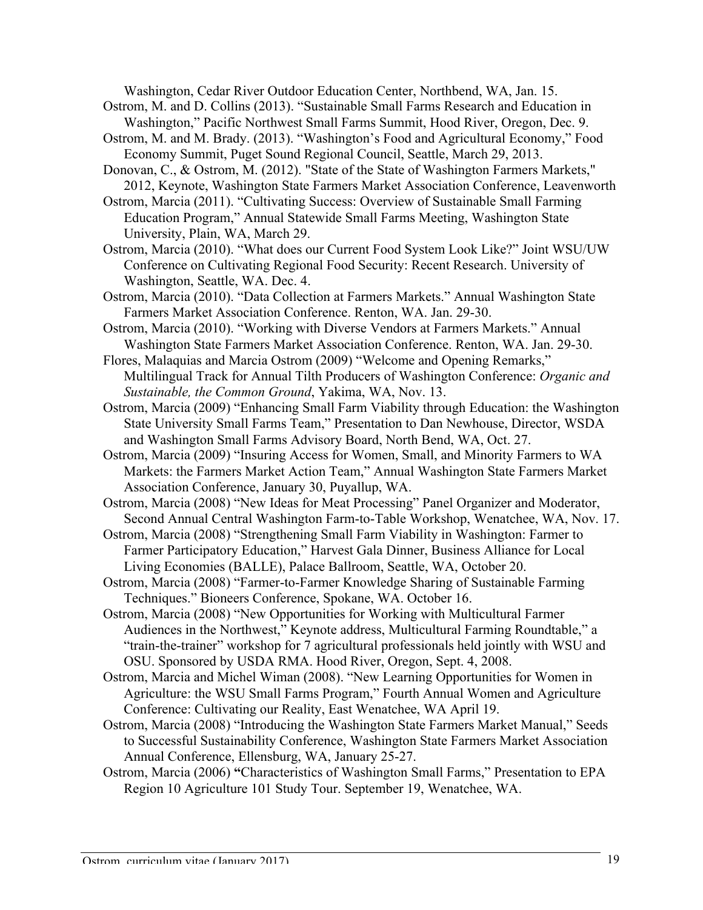Washington, Cedar River Outdoor Education Center, Northbend, WA, Jan. 15.

Ostrom, M. and D. Collins (2013). "Sustainable Small Farms Research and Education in Washington," Pacific Northwest Small Farms Summit, Hood River, Oregon, Dec. 9.

Ostrom, M. and M. Brady. (2013). "Washington's Food and Agricultural Economy," Food Economy Summit, Puget Sound Regional Council, Seattle, March 29, 2013.

Donovan, C., & Ostrom, M. (2012). "State of the State of Washington Farmers Markets," 2012, Keynote, Washington State Farmers Market Association Conference, Leavenworth

Ostrom, Marcia (2011). "Cultivating Success: Overview of Sustainable Small Farming Education Program," Annual Statewide Small Farms Meeting, Washington State University, Plain, WA, March 29.

Ostrom, Marcia (2010). "What does our Current Food System Look Like?" Joint WSU/UW Conference on Cultivating Regional Food Security: Recent Research. University of Washington, Seattle, WA. Dec. 4.

Ostrom, Marcia (2010). "Data Collection at Farmers Markets." Annual Washington State Farmers Market Association Conference. Renton, WA. Jan. 29-30.

Ostrom, Marcia (2010). "Working with Diverse Vendors at Farmers Markets." Annual Washington State Farmers Market Association Conference. Renton, WA. Jan. 29-30.

Flores, Malaquias and Marcia Ostrom (2009) "Welcome and Opening Remarks," Multilingual Track for Annual Tilth Producers of Washington Conference: *Organic and Sustainable, the Common Ground*, Yakima, WA, Nov. 13.

Ostrom, Marcia (2009) "Enhancing Small Farm Viability through Education: the Washington State University Small Farms Team," Presentation to Dan Newhouse, Director, WSDA and Washington Small Farms Advisory Board, North Bend, WA, Oct. 27.

Ostrom, Marcia (2009) "Insuring Access for Women, Small, and Minority Farmers to WA Markets: the Farmers Market Action Team," Annual Washington State Farmers Market Association Conference, January 30, Puyallup, WA.

Ostrom, Marcia (2008) "New Ideas for Meat Processing" Panel Organizer and Moderator, Second Annual Central Washington Farm-to-Table Workshop, Wenatchee, WA, Nov. 17.

Ostrom, Marcia (2008) "Strengthening Small Farm Viability in Washington: Farmer to Farmer Participatory Education," Harvest Gala Dinner, Business Alliance for Local Living Economies (BALLE), Palace Ballroom, Seattle, WA, October 20.

Ostrom, Marcia (2008) "Farmer-to-Farmer Knowledge Sharing of Sustainable Farming Techniques." Bioneers Conference, Spokane, WA. October 16.

Ostrom, Marcia (2008) "New Opportunities for Working with Multicultural Farmer Audiences in the Northwest," Keynote address, Multicultural Farming Roundtable," a "train-the-trainer" workshop for 7 agricultural professionals held jointly with WSU and OSU. Sponsored by USDA RMA. Hood River, Oregon, Sept. 4, 2008.

Ostrom, Marcia and Michel Wiman (2008). "New Learning Opportunities for Women in Agriculture: the WSU Small Farms Program," Fourth Annual Women and Agriculture Conference: Cultivating our Reality, East Wenatchee, WA April 19.

Ostrom, Marcia (2008) "Introducing the Washington State Farmers Market Manual," Seeds to Successful Sustainability Conference, Washington State Farmers Market Association Annual Conference, Ellensburg, WA, January 25-27.

Ostrom, Marcia (2006) **"**Characteristics of Washington Small Farms," Presentation to EPA Region 10 Agriculture 101 Study Tour. September 19, Wenatchee, WA.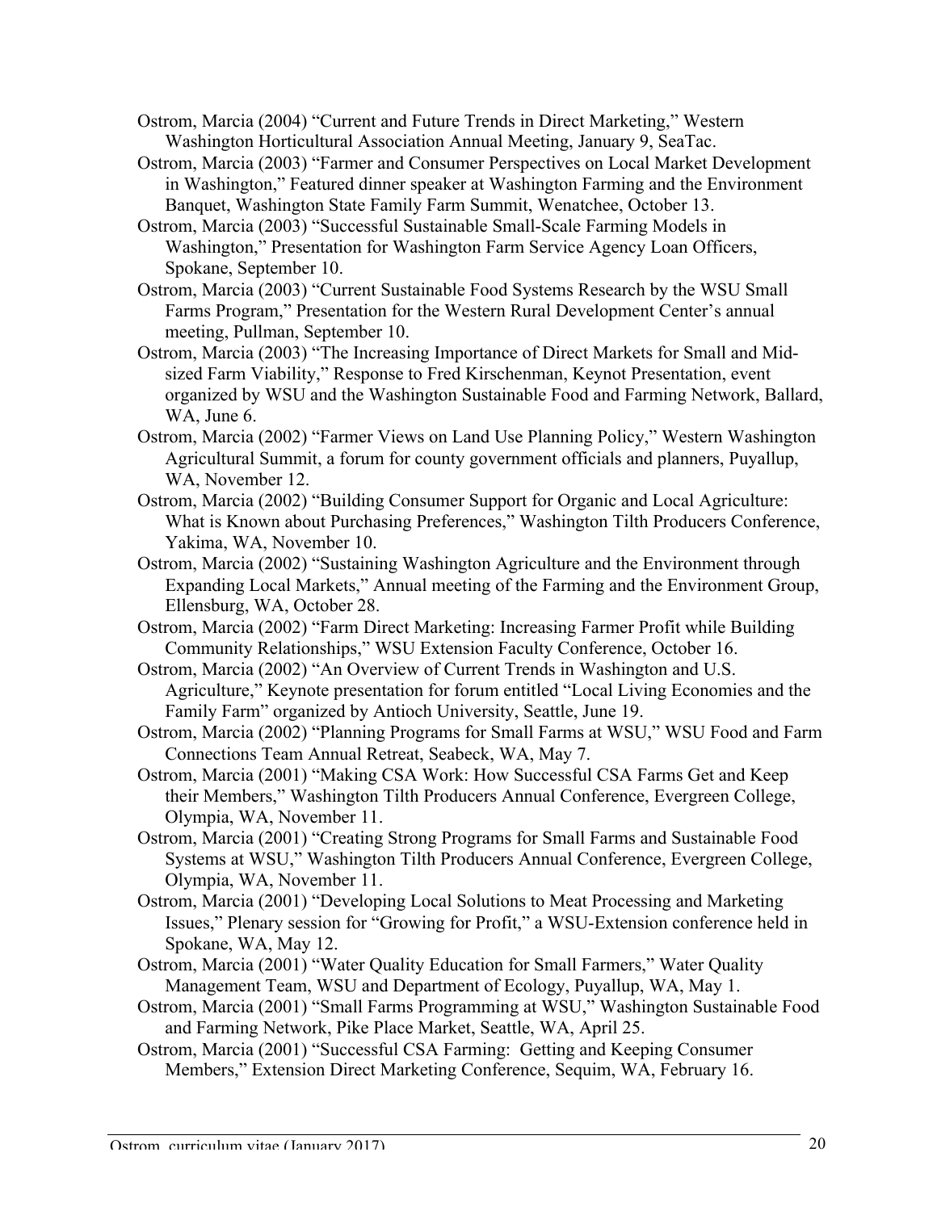Ostrom, Marcia (2004) "Current and Future Trends in Direct Marketing," Western Washington Horticultural Association Annual Meeting, January 9, SeaTac.

Ostrom, Marcia (2003) "Farmer and Consumer Perspectives on Local Market Development in Washington," Featured dinner speaker at Washington Farming and the Environment Banquet, Washington State Family Farm Summit, Wenatchee, October 13.

Ostrom, Marcia (2003) "Successful Sustainable Small-Scale Farming Models in Washington," Presentation for Washington Farm Service Agency Loan Officers, Spokane, September 10.

Ostrom, Marcia (2003) "Current Sustainable Food Systems Research by the WSU Small Farms Program," Presentation for the Western Rural Development Center's annual meeting, Pullman, September 10.

Ostrom, Marcia (2003) "The Increasing Importance of Direct Markets for Small and Mid-sized Farm Viability," Response to Fred Kirschenman, Keynot Presentation, event organized by WSU and the Washington Sustainable Food and Farming Network, Ballard, WA, June 6.

Ostrom, Marcia (2002) "Farmer Views on Land Use Planning Policy," Western Washington Agricultural Summit, a forum for county government officials and planners, Puyallup, WA, November 12.

Ostrom, Marcia (2002) "Building Consumer Support for Organic and Local Agriculture: What is Known about Purchasing Preferences," Washington Tilth Producers Conference, Yakima, WA, November 10.

Ostrom, Marcia (2002) "Sustaining Washington Agriculture and the Environment through Expanding Local Markets," Annual meeting of the Farming and the Environment Group, Ellensburg, WA, October 28.

Ostrom, Marcia (2002) "Farm Direct Marketing: Increasing Farmer Profit while Building Community Relationships," WSU Extension Faculty Conference, October 16.

Ostrom, Marcia (2002) "An Overview of Current Trends in Washington and U.S. Agriculture," Keynote presentation for forum entitled "Local Living Economies and the Family Farm" organized by Antioch University, Seattle, June 19.

Ostrom, Marcia (2002) "Planning Programs for Small Farms at WSU," WSU Food and Farm Connections Team Annual Retreat, Seabeck, WA, May 7.

Ostrom, Marcia (2001) "Making CSA Work: How Successful CSA Farms Get and Keep their Members," Washington Tilth Producers Annual Conference, Evergreen College, Olympia, WA, November 11.

Ostrom, Marcia (2001) "Creating Strong Programs for Small Farms and Sustainable Food Systems at WSU," Washington Tilth Producers Annual Conference, Evergreen College, Olympia, WA, November 11.

Ostrom, Marcia (2001) "Developing Local Solutions to Meat Processing and Marketing Issues," Plenary session for "Growing for Profit," a WSU-Extension conference held in Spokane, WA, May 12.

Ostrom, Marcia (2001) "Water Quality Education for Small Farmers," Water Quality Management Team, WSU and Department of Ecology, Puyallup, WA, May 1.

Ostrom, Marcia (2001) "Small Farms Programming at WSU," Washington Sustainable Food and Farming Network, Pike Place Market, Seattle, WA, April 25.

Ostrom, Marcia (2001) "Successful CSA Farming: Getting and Keeping Consumer Members," Extension Direct Marketing Conference, Sequim, WA, February 16.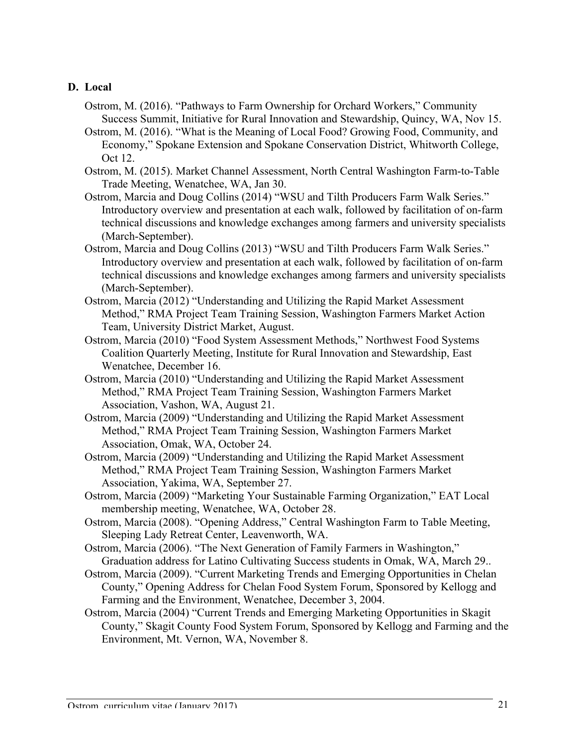### D. Local

Ostrom, M. (2016). “Pathways to Farm Ownership for Orchard Workers,” Community Success Summit, Initiative for Rural Innovation and Stewardship, Quincy, WA, Nov 15.

Ostrom, M. (2016). “What is the Meaning of Local Food? Growing Food, Community, and Economy,” Spokane Extension and Spokane Conservation District, Whitworth College, Oct 12.

Ostrom, M. (2015). Market Channel Assessment, North Central Washington Farm-to-Table Trade Meeting, Wenatchee, WA, Jan 30.

Ostrom, Marcia and Doug Collins (2014) “WSU and Tilth Producers Farm Walk Series.” Introductory overview and presentation at each walk, followed by facilitation of on-farm technical discussions and knowledge exchanges among farmers and university specialists (March-September).

Ostrom, Marcia and Doug Collins (2013) “WSU and Tilth Producers Farm Walk Series.” Introductory overview and presentation at each walk, followed by facilitation of on-farm technical discussions and knowledge exchanges among farmers and university specialists (March-September).

Ostrom, Marcia (2012) “Understanding and Utilizing the Rapid Market Assessment Method,” RMA Project Team Training Session, Washington Farmers Market Action Team, University District Market, August.

Ostrom, Marcia (2010) “Food System Assessment Methods,” Northwest Food Systems Coalition Quarterly Meeting, Institute for Rural Innovation and Stewardship, East Wenatchee, December 16.

Ostrom, Marcia (2010) “Understanding and Utilizing the Rapid Market Assessment Method,” RMA Project Team Training Session, Washington Farmers Market Association, Vashon, WA, August 21.

Ostrom, Marcia (2009) “Understanding and Utilizing the Rapid Market Assessment Method,” RMA Project Team Training Session, Washington Farmers Market Association, Omak, WA, October 24.

Ostrom, Marcia (2009) “Understanding and Utilizing the Rapid Market Assessment Method,” RMA Project Team Training Session, Washington Farmers Market Association, Yakima, WA, September 27.

Ostrom, Marcia (2009) “Marketing Your Sustainable Farming Organization,” EAT Local membership meeting, Wenatchee, WA, October 28.

Ostrom, Marcia (2008). “Opening Address,” Central Washington Farm to Table Meeting, Sleeping Lady Retreat Center, Leavenworth, WA.

Ostrom, Marcia (2006). “The Next Generation of Family Farmers in Washington,” Graduation address for Latino Cultivating Success students in Omak, WA, March 29..

Ostrom, Marcia (2009). “Current Marketing Trends and Emerging Opportunities in Chelan County,” Opening Address for Chelan Food System Forum, Sponsored by Kellogg and Farming and the Environment, Wenatchee, December 3, 2004.

Ostrom, Marcia (2004) “Current Trends and Emerging Marketing Opportunities in Skagit County,” Skagit County Food System Forum, Sponsored by Kellogg and Farming and the Environment, Mt. Vernon, WA, November 8.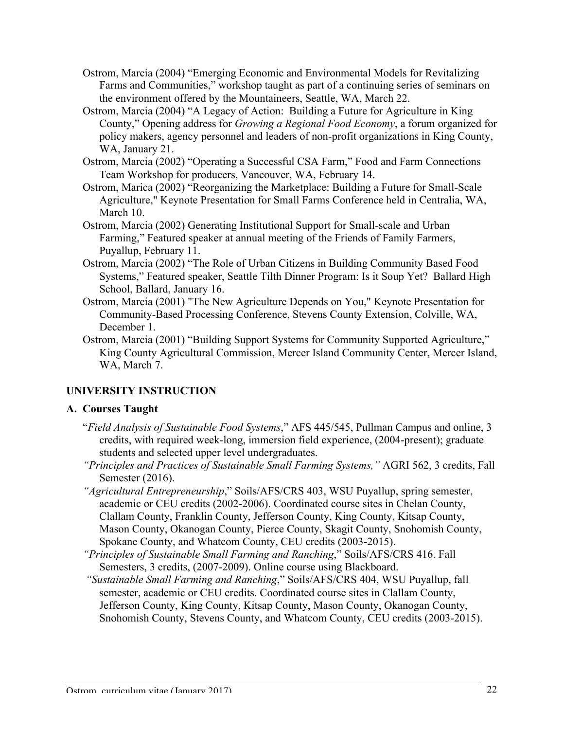Ostrom, Marcia (2004) "Emerging Economic and Environmental Models for Revitalizing Farms and Communities," workshop taught as part of a continuing series of seminars on the environment offered by the Mountaineers, Seattle, WA, March 22.

Ostrom, Marcia (2004) "A Legacy of Action: Building a Future for Agriculture in King County," Opening address for *Growing a Regional Food Economy*, a forum organized for policy makers, agency personnel and leaders of non-profit organizations in King County, WA, January 21.

Ostrom, Marcia (2002) "Operating a Successful CSA Farm," Food and Farm Connections Team Workshop for producers, Vancouver, WA, February 14.

Ostrom, Marica (2002) "Reorganizing the Marketplace: Building a Future for Small-Scale Agriculture," Keynote Presentation for Small Farms Conference held in Centralia, WA, March 10.

Ostrom, Marcia (2002) Generating Institutional Support for Small-scale and Urban Farming," Featured speaker at annual meeting of the Friends of Family Farmers, Puyallup, February 11.

Ostrom, Marcia (2002) "The Role of Urban Citizens in Building Community Based Food Systems," Featured speaker, Seattle Tilth Dinner Program: Is it Soup Yet? Ballard High School, Ballard, January 16.

Ostrom, Marcia (2001) "The New Agriculture Depends on You," Keynote Presentation for Community-Based Processing Conference, Stevens County Extension, Colville, WA, December 1.

Ostrom, Marcia (2001) "Building Support Systems for Community Supported Agriculture," King County Agricultural Commission, Mercer Island Community Center, Mercer Island, WA, March 7.

## UNIVERSITY INSTRUCTION

### A. Courses Taught

"*Field Analysis of Sustainable Food Systems*," AFS 445/545, Pullman Campus and online, 3 credits, with required week-long, immersion field experience, (2004-present); graduate students and selected upper level undergraduates.

*"Principles and Practices of Sustainable Small Farming Systems,"* AGRI 562, 3 credits, Fall Semester (2016).

*"Agricultural Entrepreneurship*," Soils/AFS/CRS 403, WSU Puyallup, spring semester, academic or CEU credits (2002-2006). Coordinated course sites in Chelan County, Clallam County, Franklin County, Jefferson County, King County, Kitsap County, Mason County, Okanogan County, Pierce County, Skagit County, Snohomish County, Spokane County, and Whatcom County, CEU credits (2003-2015).

*"Principles of Sustainable Small Farming and Ranching*," Soils/AFS/CRS 416. Fall Semesters, 3 credits, (2007-2009). Online course using Blackboard.

*"Sustainable Small Farming and Ranching*," Soils/AFS/CRS 404, WSU Puyallup, fall semester, academic or CEU credits. Coordinated course sites in Clallam County, Jefferson County, King County, Kitsap County, Mason County, Okanogan County, Snohomish County, Stevens County, and Whatcom County, CEU credits (2003-2015).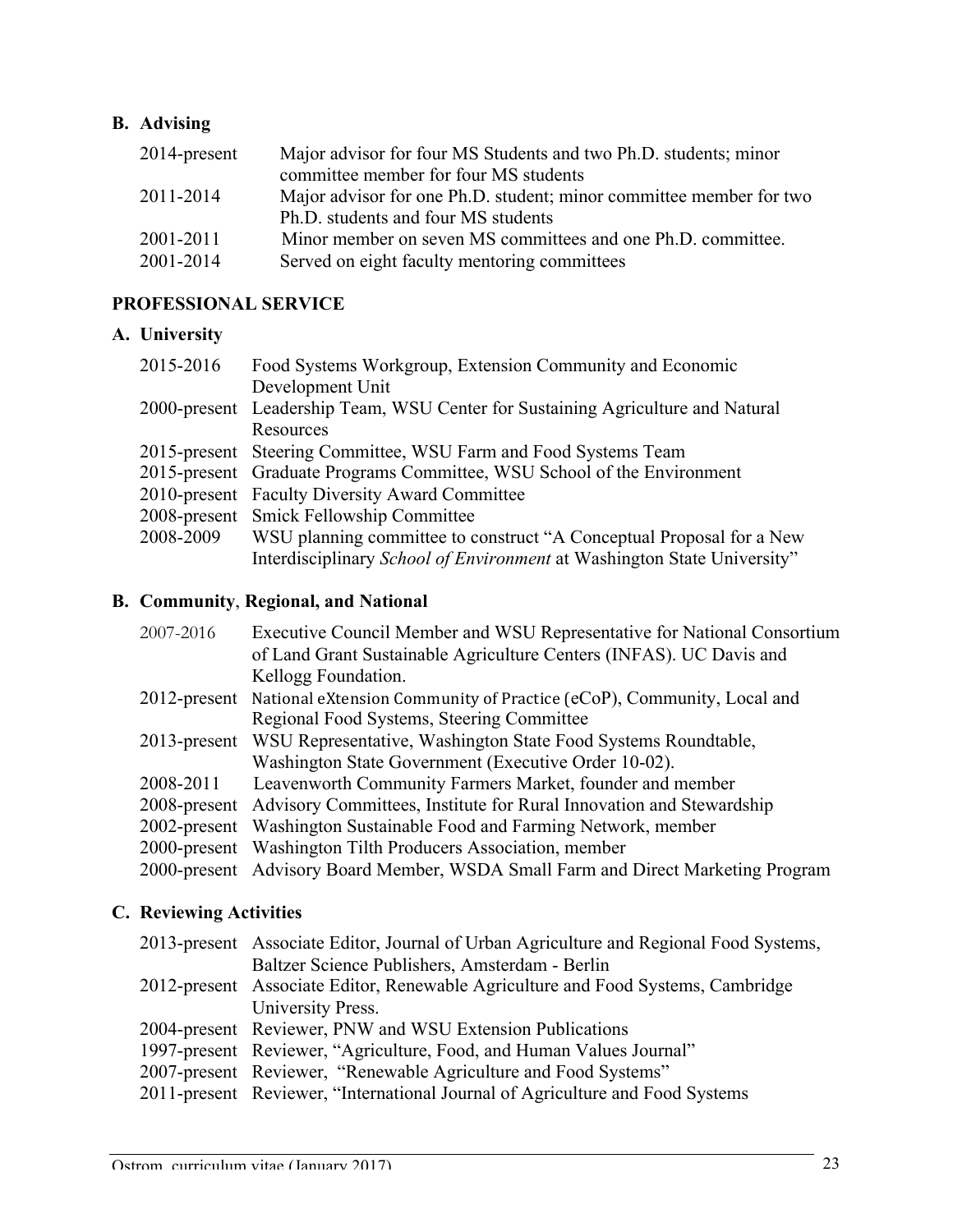## B. Advising

| | |
|---|---|
| 2014-present | Major advisor for four MS Students and two Ph.D. students; minor committee member for four MS students |
| 2011-2014 | Major advisor for one Ph.D. student; minor committee member for two Ph.D. students and four MS students |
| 2001-2011 | Minor member on seven MS committees and one Ph.D. committee. |
| 2001-2014 | Served on eight faculty mentoring committees |

# PROFESSIONAL SERVICE

## A. University

| | |
|---|---|
| 2015-2016 | Food Systems Workgroup, Extension Community and Economic Development Unit |
| 2000-present | Leadership Team, WSU Center for Sustaining Agriculture and Natural Resources |
| 2015-present | Steering Committee, WSU Farm and Food Systems Team |
| 2015-present | Graduate Programs Committee, WSU School of the Environment |
| 2010-present | Faculty Diversity Award Committee |
| 2008-present | Smick Fellowship Committee |
| 2008-2009 | WSU planning committee to construct "A Conceptual Proposal for a New Interdisciplinary *School of Environment* at Washington State University" |

## B. Community, Regional, and National

| | |
|---|---|
| 2007-2016 | Executive Council Member and WSU Representative for National Consortium of Land Grant Sustainable Agriculture Centers (INFAS). UC Davis and Kellogg Foundation. |
| 2012-present | National eXtension Community of Practice (eCoP), Community, Local and Regional Food Systems, Steering Committee |
| 2013-present | WSU Representative, Washington State Food Systems Roundtable, Washington State Government (Executive Order 10-02). |
| 2008-2011 | Leavenworth Community Farmers Market, founder and member |
| 2008-present | Advisory Committees, Institute for Rural Innovation and Stewardship |
| 2002-present | Washington Sustainable Food and Farming Network, member |
| 2000-present | Washington Tilth Producers Association, member |
| 2000-present | Advisory Board Member, WSDA Small Farm and Direct Marketing Program |

## C. Reviewing Activities

| | |
|---|---|
| 2013-present | Associate Editor, Journal of Urban Agriculture and Regional Food Systems, Baltzer Science Publishers, Amsterdam - Berlin |
| 2012-present | Associate Editor, Renewable Agriculture and Food Systems, Cambridge University Press. |
| 2004-present | Reviewer, PNW and WSU Extension Publications |
| 1997-present | Reviewer, "Agriculture, Food, and Human Values Journal" |
| 2007-present | Reviewer, "Renewable Agriculture and Food Systems" |
| 2011-present | Reviewer, "International Journal of Agriculture and Food Systems |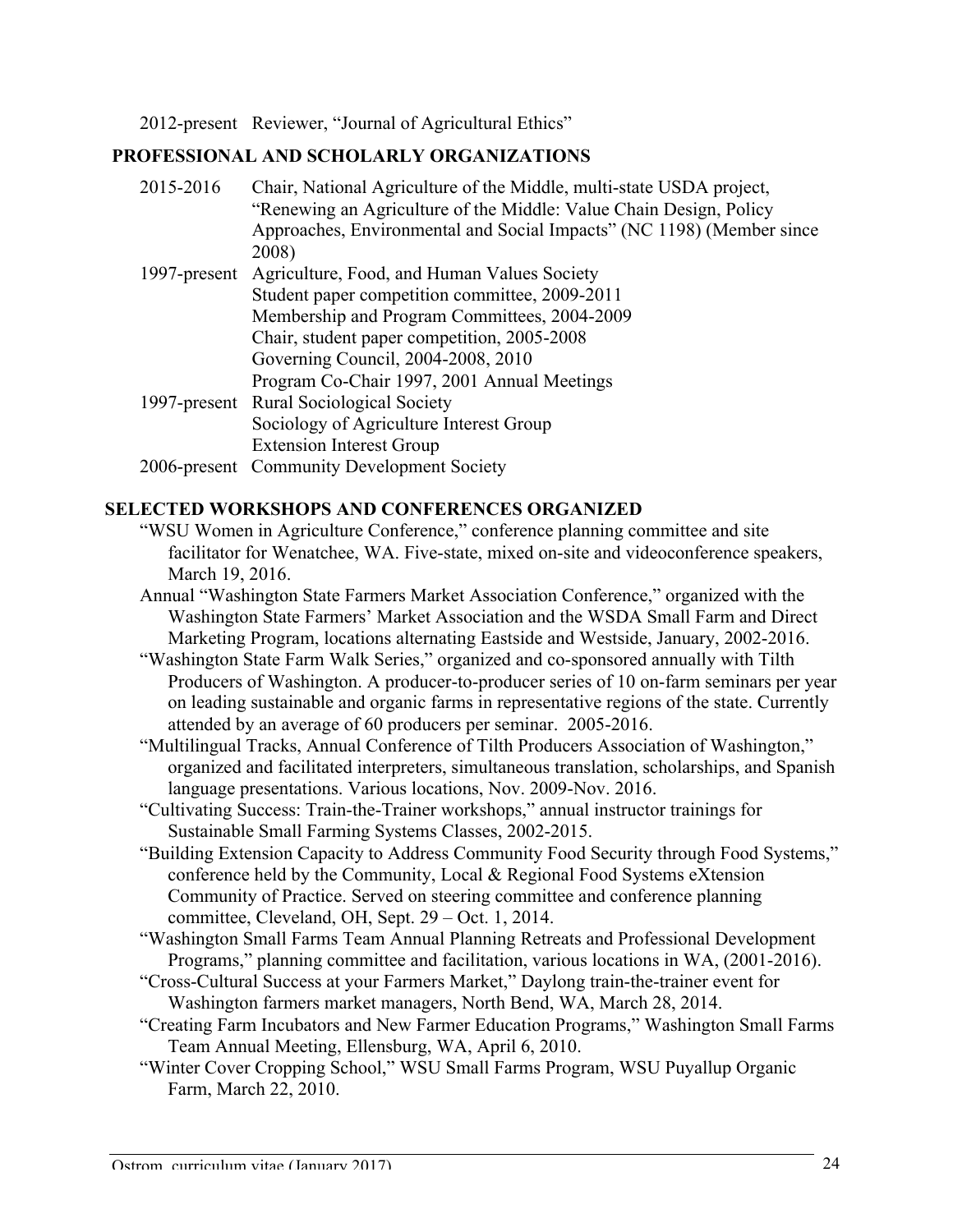2012-present Reviewer, "Journal of Agricultural Ethics"

## PROFESSIONAL AND SCHOLARLY ORGANIZATIONS

2015-2016 Chair, National Agriculture of the Middle, multi-state USDA project, "Renewing an Agriculture of the Middle: Value Chain Design, Policy Approaches, Environmental and Social Impacts" (NC 1198) (Member since 2008)

1997-present Agriculture, Food, and Human Values Society
- Student paper competition committee, 2009-2011
- Membership and Program Committees, 2004-2009
- Chair, student paper competition, 2005-2008
- Governing Council, 2004-2008, 2010
- Program Co-Chair 1997, 2001 Annual Meetings

1997-present Rural Sociological Society
- Sociology of Agriculture Interest Group
- Extension Interest Group

2006-present Community Development Society

## SELECTED WORKSHOPS AND CONFERENCES ORGANIZED

"WSU Women in Agriculture Conference," conference planning committee and site facilitator for Wenatchee, WA. Five-state, mixed on-site and videoconference speakers, March 19, 2016.

Annual "Washington State Farmers Market Association Conference," organized with the Washington State Farmers' Market Association and the WSDA Small Farm and Direct Marketing Program, locations alternating Eastside and Westside, January, 2002-2016.

"Washington State Farm Walk Series," organized and co-sponsored annually with Tilth Producers of Washington. A producer-to-producer series of 10 on-farm seminars per year on leading sustainable and organic farms in representative regions of the state. Currently attended by an average of 60 producers per seminar. 2005-2016.

"Multilingual Tracks, Annual Conference of Tilth Producers Association of Washington," organized and facilitated interpreters, simultaneous translation, scholarships, and Spanish language presentations. Various locations, Nov. 2009-Nov. 2016.

"Cultivating Success: Train-the-Trainer workshops," annual instructor trainings for Sustainable Small Farming Systems Classes, 2002-2015.

"Building Extension Capacity to Address Community Food Security through Food Systems," conference held by the Community, Local & Regional Food Systems eXtension Community of Practice. Served on steering committee and conference planning committee, Cleveland, OH, Sept. 29 – Oct. 1, 2014.

"Washington Small Farms Team Annual Planning Retreats and Professional Development Programs," planning committee and facilitation, various locations in WA, (2001-2016).

"Cross-Cultural Success at your Farmers Market," Daylong train-the-trainer event for Washington farmers market managers, North Bend, WA, March 28, 2014.

"Creating Farm Incubators and New Farmer Education Programs," Washington Small Farms Team Annual Meeting, Ellensburg, WA, April 6, 2010.

"Winter Cover Cropping School," WSU Small Farms Program, WSU Puyallup Organic Farm, March 22, 2010.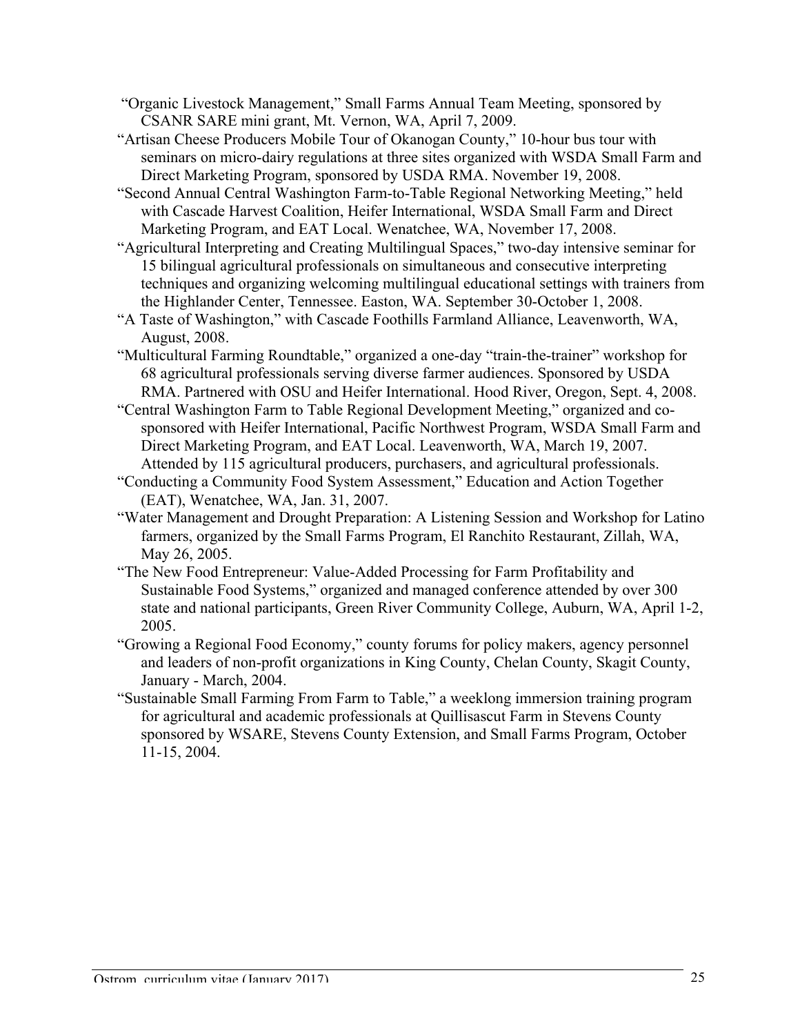"Organic Livestock Management," Small Farms Annual Team Meeting, sponsored by CSANR SARE mini grant, Mt. Vernon, WA, April 7, 2009.

"Artisan Cheese Producers Mobile Tour of Okanogan County," 10-hour bus tour with seminars on micro-dairy regulations at three sites organized with WSDA Small Farm and Direct Marketing Program, sponsored by USDA RMA. November 19, 2008.

"Second Annual Central Washington Farm-to-Table Regional Networking Meeting," held with Cascade Harvest Coalition, Heifer International, WSDA Small Farm and Direct Marketing Program, and EAT Local. Wenatchee, WA, November 17, 2008.

"Agricultural Interpreting and Creating Multilingual Spaces," two-day intensive seminar for 15 bilingual agricultural professionals on simultaneous and consecutive interpreting techniques and organizing welcoming multilingual educational settings with trainers from the Highlander Center, Tennessee. Easton, WA. September 30-October 1, 2008.

"A Taste of Washington," with Cascade Foothills Farmland Alliance, Leavenworth, WA, August, 2008.

"Multicultural Farming Roundtable," organized a one-day "train-the-trainer" workshop for 68 agricultural professionals serving diverse farmer audiences. Sponsored by USDA RMA. Partnered with OSU and Heifer International. Hood River, Oregon, Sept. 4, 2008.

"Central Washington Farm to Table Regional Development Meeting," organized and co-sponsored with Heifer International, Pacific Northwest Program, WSDA Small Farm and Direct Marketing Program, and EAT Local. Leavenworth, WA, March 19, 2007. Attended by 115 agricultural producers, purchasers, and agricultural professionals.

"Conducting a Community Food System Assessment," Education and Action Together (EAT), Wenatchee, WA, Jan. 31, 2007.

"Water Management and Drought Preparation: A Listening Session and Workshop for Latino farmers, organized by the Small Farms Program, El Ranchito Restaurant, Zillah, WA, May 26, 2005.

"The New Food Entrepreneur: Value-Added Processing for Farm Profitability and Sustainable Food Systems," organized and managed conference attended by over 300 state and national participants, Green River Community College, Auburn, WA, April 1-2, 2005.

"Growing a Regional Food Economy," county forums for policy makers, agency personnel and leaders of non-profit organizations in King County, Chelan County, Skagit County, January - March, 2004.

"Sustainable Small Farming From Farm to Table," a weeklong immersion training program for agricultural and academic professionals at Quillisascut Farm in Stevens County sponsored by WSARE, Stevens County Extension, and Small Farms Program, October 11-15, 2004.